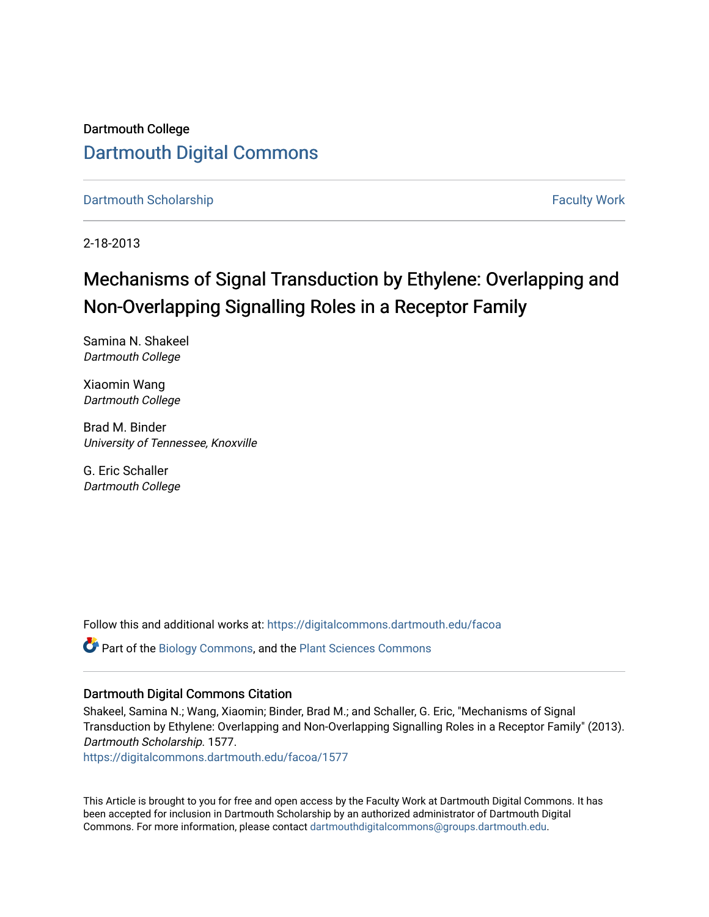Dartmouth College

# Dartmouth Digital Commons

Dartmouth Scholarship | Faculty Work

2-18-2013

# Mechanisms of Signal Transduction by Ethylene: Overlapping and Non-Overlapping Signalling Roles in a Receptor Family

Samina N. Shakeel
*Dartmouth College*

Xiaomin Wang
*Dartmouth College*

Brad M. Binder
*University of Tennessee, Knoxville*

G. Eric Schaller
*Dartmouth College*

Follow this and additional works at: https://digitalcommons.dartmouth.edu/facoa

Part of the Biology Commons, and the Plant Sciences Commons

### Dartmouth Digital Commons Citation

Shakeel, Samina N.; Wang, Xiaomin; Binder, Brad M.; and Schaller, G. Eric, "Mechanisms of Signal Transduction by Ethylene: Overlapping and Non-Overlapping Signalling Roles in a Receptor Family" (2013). *Dartmouth Scholarship*. 1577.
https://digitalcommons.dartmouth.edu/facoa/1577

This Article is brought to you for free and open access by the Faculty Work at Dartmouth Digital Commons. It has been accepted for inclusion in Dartmouth Scholarship by an authorized administrator of Dartmouth Digital Commons. For more information, please contact dartmouthdigitalcommons@groups.dartmouth.edu.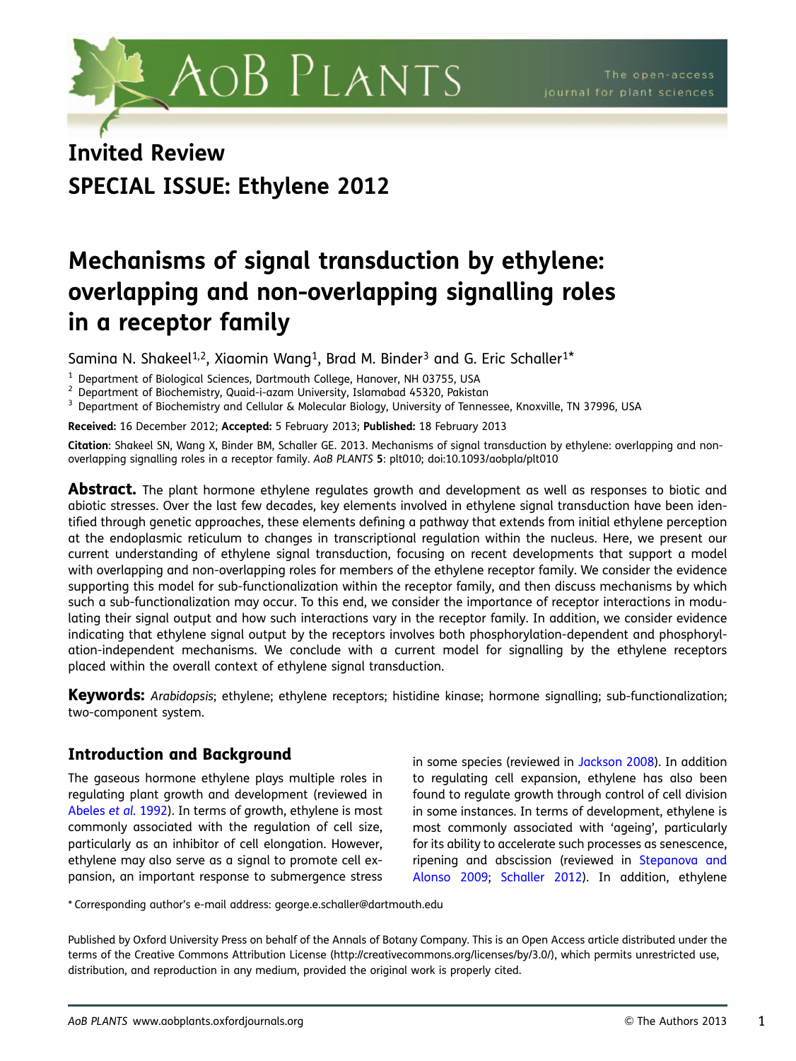Invited Review

SPECIAL ISSUE: Ethylene 2012

# Mechanisms of signal transduction by ethylene: overlapping and non-overlapping signalling roles in a receptor family

Samina N. Shakeel[1,2], Xiaomin Wang[1], Brad M. Binder[3] and G. Eric Schaller[1]*

[1] Department of Biological Sciences, Dartmouth College, Hanover, NH 03755, USA
[2] Department of Biochemistry, Quaid-i-azam University, Islamabad 45320, Pakistan
[3] Department of Biochemistry and Cellular & Molecular Biology, University of Tennessee, Knoxville, TN 37996, USA

**Received:** 16 December 2012; **Accepted:** 5 February 2013; **Published:** 18 February 2013

**Citation**: Shakeel SN, Wang X, Binder BM, Schaller GE. 2013. Mechanisms of signal transduction by ethylene: overlapping and non-overlapping signalling roles in a receptor family. *AoB PLANTS* **5**: plt010; doi:10.1093/aobpla/plt010

**Abstract.** The plant hormone ethylene regulates growth and development as well as responses to biotic and abiotic stresses. Over the last few decades, key elements involved in ethylene signal transduction have been identified through genetic approaches, these elements defining a pathway that extends from initial ethylene perception at the endoplasmic reticulum to changes in transcriptional regulation within the nucleus. Here, we present our current understanding of ethylene signal transduction, focusing on recent developments that support a model with overlapping and non-overlapping roles for members of the ethylene receptor family. We consider the evidence supporting this model for sub-functionalization within the receptor family, and then discuss mechanisms by which such a sub-functionalization may occur. To this end, we consider the importance of receptor interactions in modulating their signal output and how such interactions vary in the receptor family. In addition, we consider evidence indicating that ethylene signal output by the receptors involves both phosphorylation-dependent and phosphorylation-independent mechanisms. We conclude with a current model for signalling by the ethylene receptors placed within the overall context of ethylene signal transduction.

**Keywords:** *Arabidopsis*; ethylene; ethylene receptors; histidine kinase; hormone signalling; sub-functionalization; two-component system.

## Introduction and Background

The gaseous hormone ethylene plays multiple roles in regulating plant growth and development (reviewed in Abeles *et al.* 1992). In terms of growth, ethylene is most commonly associated with the regulation of cell size, particularly as an inhibitor of cell elongation. However, ethylene may also serve as a signal to promote cell expansion, an important response to submergence stress in some species (reviewed in Jackson 2008). In addition to regulating cell expansion, ethylene has also been found to regulate growth through control of cell division in some instances. In terms of development, ethylene is most commonly associated with 'ageing', particularly for its ability to accelerate such processes as senescence, ripening and abscission (reviewed in Stepanova and Alonso 2009; Schaller 2012). In addition, ethylene

* Corresponding author's e-mail address: george.e.schaller@dartmouth.edu

Published by Oxford University Press on behalf of the Annals of Botany Company. This is an Open Access article distributed under the terms of the Creative Commons Attribution License (http://creativecommons.org/licenses/by/3.0/), which permits unrestricted use, distribution, and reproduction in any medium, provided the original work is properly cited.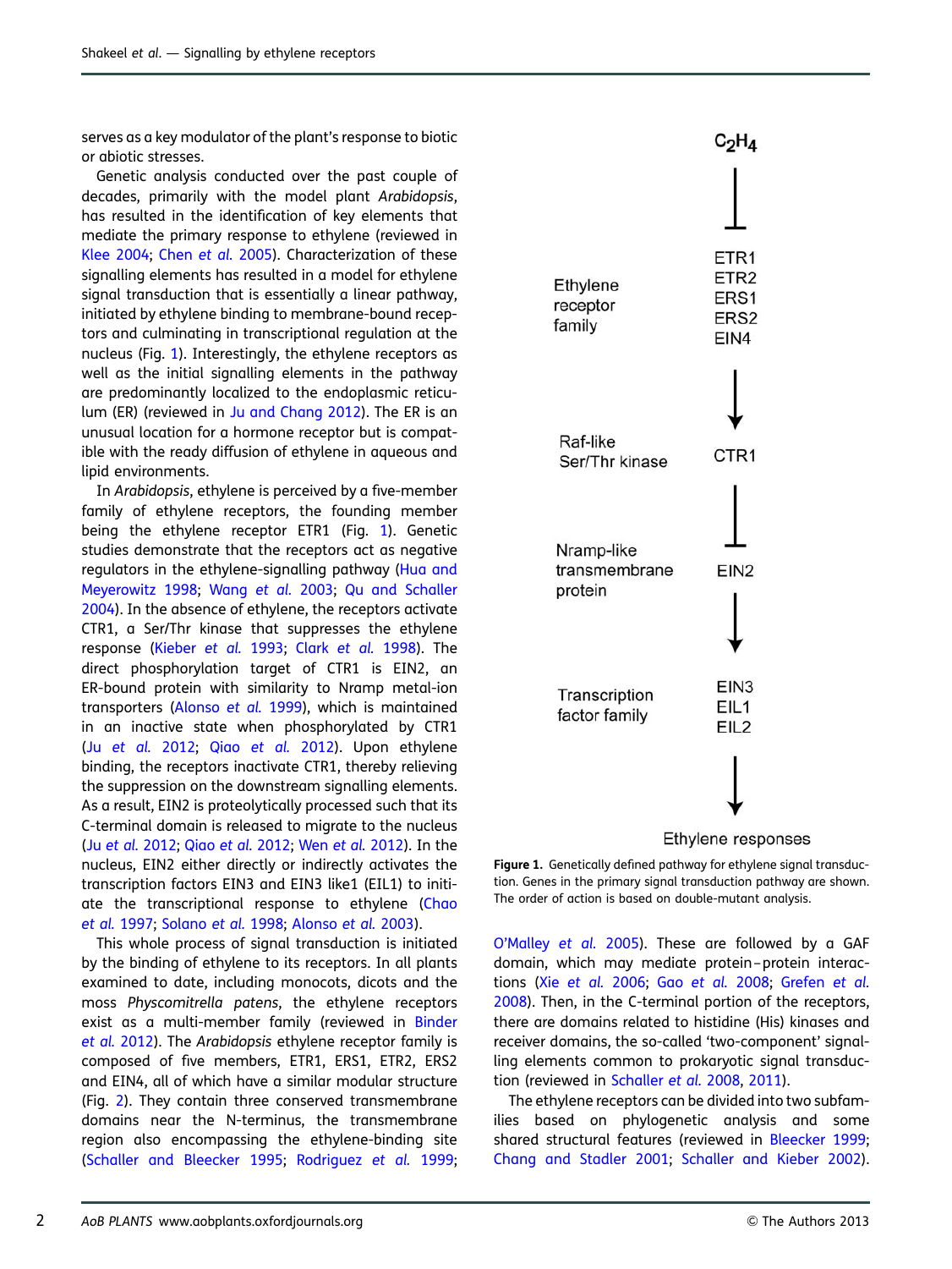serves as a key modulator of the plant's response to biotic or abiotic stresses.

Genetic analysis conducted over the past couple of decades, primarily with the model plant *Arabidopsis*, has resulted in the identification of key elements that mediate the primary response to ethylene (reviewed in Klee 2004; Chen *et al.* 2005). Characterization of these signalling elements has resulted in a model for ethylene signal transduction that is essentially a linear pathway, initiated by ethylene binding to membrane-bound receptors and culminating in transcriptional regulation at the nucleus (Fig. 1). Interestingly, the ethylene receptors as well as the initial signalling elements in the pathway are predominantly localized to the endoplasmic reticulum (ER) (reviewed in Ju and Chang 2012). The ER is an unusual location for a hormone receptor but is compatible with the ready diffusion of ethylene in aqueous and lipid environments.

In *Arabidopsis*, ethylene is perceived by a five-member family of ethylene receptors, the founding member being the ethylene receptor ETR1 (Fig. 1). Genetic studies demonstrate that the receptors act as negative regulators in the ethylene-signalling pathway (Hua and Meyerowitz 1998; Wang *et al.* 2003; Qu and Schaller 2004). In the absence of ethylene, the receptors activate CTR1, a Ser/Thr kinase that suppresses the ethylene response (Kieber *et al.* 1993; Clark *et al.* 1998). The direct phosphorylation target of CTR1 is EIN2, an ER-bound protein with similarity to Nramp metal-ion transporters (Alonso *et al.* 1999), which is maintained in an inactive state when phosphorylated by CTR1 (Ju *et al.* 2012; Qiao *et al.* 2012). Upon ethylene binding, the receptors inactivate CTR1, thereby relieving the suppression on the downstream signalling elements. As a result, EIN2 is proteolytically processed such that its C-terminal domain is released to migrate to the nucleus (Ju *et al.* 2012; Qiao *et al.* 2012; Wen *et al.* 2012). In the nucleus, EIN2 either directly or indirectly activates the transcription factors EIN3 and EIN3 like1 (EIL1) to initiate the transcriptional response to ethylene (Chao *et al.* 1997; Solano *et al.* 1998; Alonso *et al.* 2003).

This whole process of signal transduction is initiated by the binding of ethylene to its receptors. In all plants examined to date, including monocots, dicots and the moss *Physcomitrella patens*, the ethylene receptors exist as a multi-member family (reviewed in Binder *et al.* 2012). The *Arabidopsis* ethylene receptor family is composed of five members, ETR1, ERS1, ETR2, ERS2 and EIN4, all of which have a similar modular structure (Fig. 2). They contain three conserved transmembrane domains near the N-terminus, the transmembrane region also encompassing the ethylene-binding site (Schaller and Bleecker 1995; Rodriguez *et al.* 1999; O'Malley *et al.* 2005). These are followed by a GAF domain, which may mediate protein–protein interactions (Xie *et al.* 2006; Gao *et al.* 2008; Grefen *et al.* 2008). Then, in the C-terminal portion of the receptors, there are domains related to histidine (His) kinases and receiver domains, the so-called 'two-component' signalling elements common to prokaryotic signal transduction (reviewed in Schaller *et al.* 2008, 2011).

The ethylene receptors can be divided into two subfamilies based on phylogenetic analysis and some shared structural features (reviewed in Bleecker 1999; Chang and Stadler 2001; Schaller and Kieber 2002).

$C_2H_4$ ⊣ Ethylene receptor family (ETR1, ETR2, ERS1, ERS2, EIN4) → Raf-like Ser/Thr kinase (CTR1) ⊣ Nramp-like transmembrane protein (EIN2) → Transcription factor family (EIN3, EIL1, EIL2) → Ethylene responses

**Figure 1.** Genetically defined pathway for ethylene signal transduction. Genes in the primary signal transduction pathway are shown. The order of action is based on double-mutant analysis.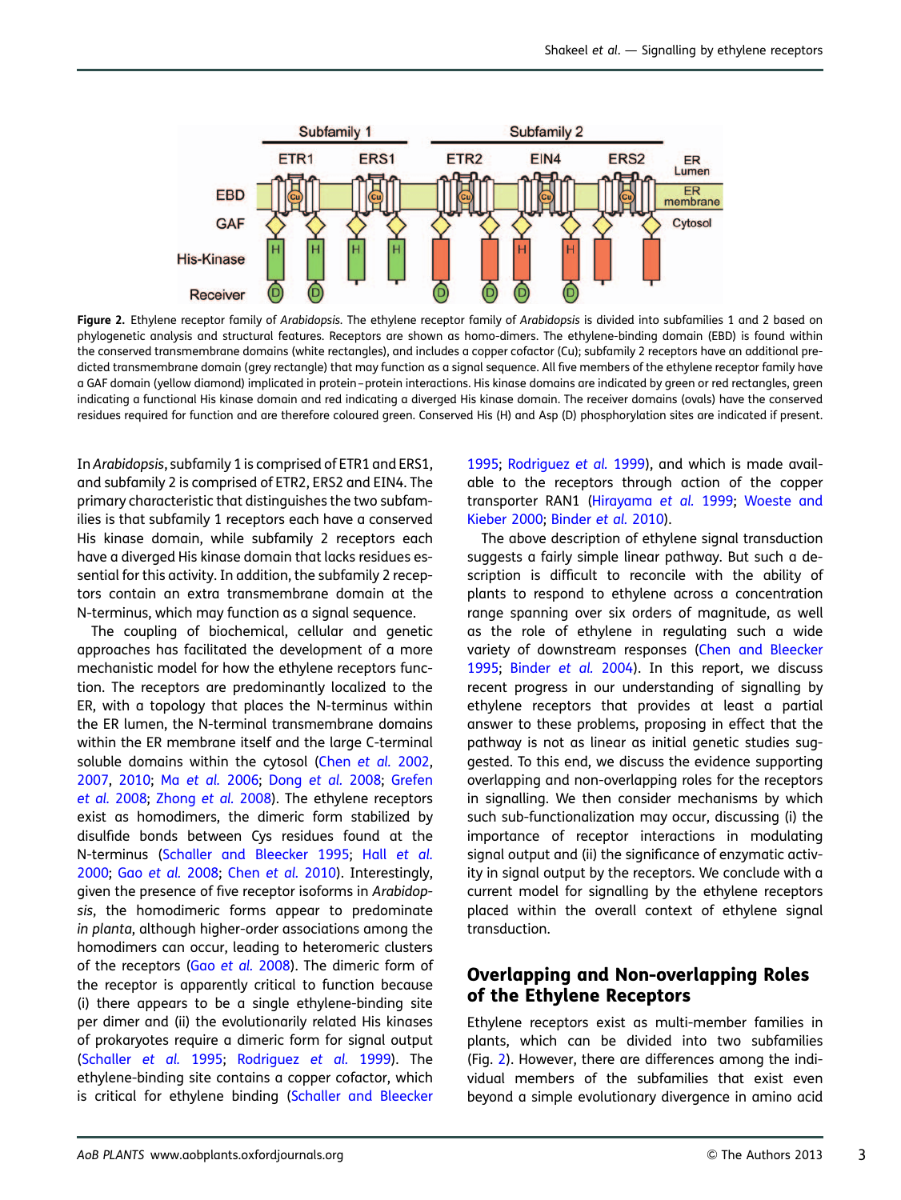**Figure 2.** Ethylene receptor family of *Arabidopsis*. The ethylene receptor family of *Arabidopsis* is divided into subfamilies 1 and 2 based on phylogenetic analysis and structural features. Receptors are shown as homo-dimers. The ethylene-binding domain (EBD) is found within the conserved transmembrane domains (white rectangles), and includes a copper cofactor (Cu); subfamily 2 receptors have an additional predicted transmembrane domain (grey rectangle) that may function as a signal sequence. All five members of the ethylene receptor family have a GAF domain (yellow diamond) implicated in protein–protein interactions. His kinase domains are indicated by green or red rectangles, green indicating a functional His kinase domain and red indicating a diverged His kinase domain. The receiver domains (ovals) have the conserved residues required for function and are therefore coloured green. Conserved His (H) and Asp (D) phosphorylation sites are indicated if present.

In *Arabidopsis*, subfamily 1 is comprised of ETR1 and ERS1, and subfamily 2 is comprised of ETR2, ERS2 and EIN4. The primary characteristic that distinguishes the two subfamilies is that subfamily 1 receptors each have a conserved His kinase domain, while subfamily 2 receptors each have a diverged His kinase domain that lacks residues essential for this activity. In addition, the subfamily 2 receptors contain an extra transmembrane domain at the N-terminus, which may function as a signal sequence.

The coupling of biochemical, cellular and genetic approaches has facilitated the development of a more mechanistic model for how the ethylene receptors function. The receptors are predominantly localized to the ER, with a topology that places the N-terminus within the ER lumen, the N-terminal transmembrane domains within the ER membrane itself and the large C-terminal soluble domains within the cytosol (Chen *et al.* 2002, 2007, 2010; Ma *et al.* 2006; Dong *et al.* 2008; Grefen *et al.* 2008; Zhong *et al.* 2008). The ethylene receptors exist as homodimers, the dimeric form stabilized by disulfide bonds between Cys residues found at the N-terminus (Schaller and Bleecker 1995; Hall *et al.* 2000; Gao *et al.* 2008; Chen *et al.* 2010). Interestingly, given the presence of five receptor isoforms in *Arabidopsis*, the homodimeric forms appear to predominate *in planta*, although higher-order associations among the homodimers can occur, leading to heteromeric clusters of the receptors (Gao *et al.* 2008). The dimeric form of the receptor is apparently critical to function because (i) there appears to be a single ethylene-binding site per dimer and (ii) the evolutionarily related His kinases of prokaryotes require a dimeric form for signal output (Schaller *et al.* 1995; Rodriguez *et al.* 1999). The ethylene-binding site contains a copper cofactor, which is critical for ethylene binding (Schaller and Bleecker 1995; Rodriguez *et al.* 1999), and which is made available to the receptors through action of the copper transporter RAN1 (Hirayama *et al.* 1999; Woeste and Kieber 2000; Binder *et al.* 2010).

The above description of ethylene signal transduction suggests a fairly simple linear pathway. But such a description is difficult to reconcile with the ability of plants to respond to ethylene across a concentration range spanning over six orders of magnitude, as well as the role of ethylene in regulating such a wide variety of downstream responses (Chen and Bleecker 1995; Binder *et al.* 2004). In this report, we discuss recent progress in our understanding of signalling by ethylene receptors that provides at least a partial answer to these problems, proposing in effect that the pathway is not as linear as initial genetic studies suggested. To this end, we discuss the evidence supporting overlapping and non-overlapping roles for the receptors in signalling. We then consider mechanisms by which such sub-functionalization may occur, discussing (i) the importance of receptor interactions in modulating signal output and (ii) the significance of enzymatic activity in signal output by the receptors. We conclude with a current model for signalling by the ethylene receptors placed within the overall context of ethylene signal transduction.

## Overlapping and Non-overlapping Roles of the Ethylene Receptors

Ethylene receptors exist as multi-member families in plants, which can be divided into two subfamilies (Fig. 2). However, there are differences among the individual members of the subfamilies that exist even beyond a simple evolutionary divergence in amino acid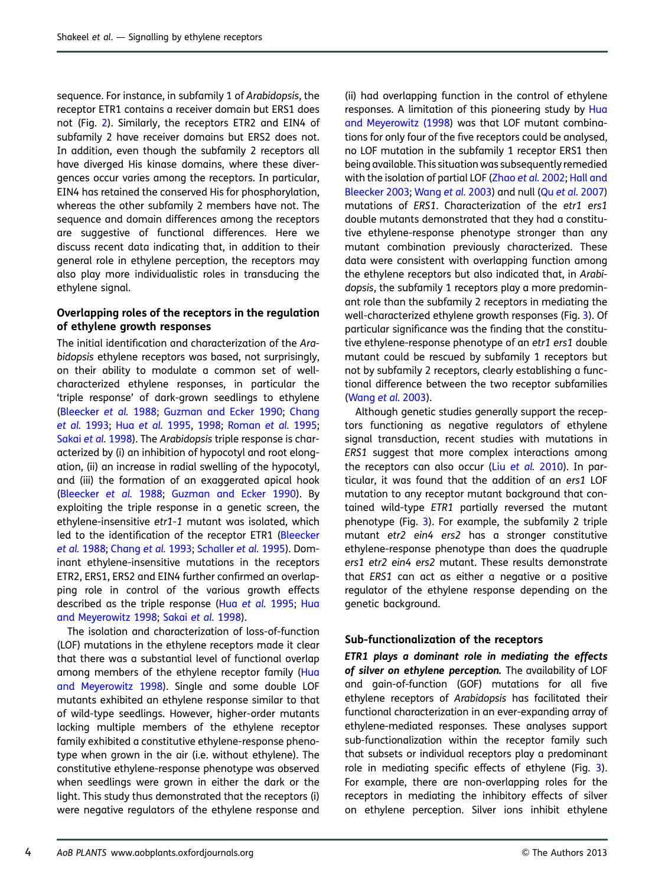sequence. For instance, in subfamily 1 of *Arabidopsis*, the receptor ETR1 contains a receiver domain but ERS1 does not (Fig. 2). Similarly, the receptors ETR2 and EIN4 of subfamily 2 have receiver domains but ERS2 does not. In addition, even though the subfamily 2 receptors all have diverged His kinase domains, where these divergences occur varies among the receptors. In particular, EIN4 has retained the conserved His for phosphorylation, whereas the other subfamily 2 members have not. The sequence and domain differences among the receptors are suggestive of functional differences. Here we discuss recent data indicating that, in addition to their general role in ethylene perception, the receptors may also play more individualistic roles in transducing the ethylene signal.

### Overlapping roles of the receptors in the regulation of ethylene growth responses

The initial identification and characterization of the *Arabidopsis* ethylene receptors was based, not surprisingly, on their ability to modulate a common set of well-characterized ethylene responses, in particular the 'triple response' of dark-grown seedlings to ethylene (Bleecker *et al.* 1988; Guzman and Ecker 1990; Chang *et al.* 1993; Hua *et al.* 1995, 1998; Roman *et al.* 1995; Sakai *et al.* 1998). The *Arabidopsis* triple response is characterized by (i) an inhibition of hypocotyl and root elongation, (ii) an increase in radial swelling of the hypocotyl, and (iii) the formation of an exaggerated apical hook (Bleecker *et al.* 1988; Guzman and Ecker 1990). By exploiting the triple response in a genetic screen, the ethylene-insensitive *etr1-1* mutant was isolated, which led to the identification of the receptor ETR1 (Bleecker *et al.* 1988; Chang *et al.* 1993; Schaller *et al.* 1995). Dominant ethylene-insensitive mutations in the receptors ETR2, ERS1, ERS2 and EIN4 further confirmed an overlapping role in control of the various growth effects described as the triple response (Hua *et al.* 1995; Hua and Meyerowitz 1998; Sakai *et al.* 1998).

The isolation and characterization of loss-of-function (LOF) mutations in the ethylene receptors made it clear that there was a substantial level of functional overlap among members of the ethylene receptor family (Hua and Meyerowitz 1998). Single and some double LOF mutants exhibited an ethylene response similar to that of wild-type seedlings. However, higher-order mutants lacking multiple members of the ethylene receptor family exhibited a constitutive ethylene-response phenotype when grown in the air (i.e. without ethylene). The constitutive ethylene-response phenotype was observed when seedlings were grown in either the dark or the light. This study thus demonstrated that the receptors (i) were negative regulators of the ethylene response and (ii) had overlapping function in the control of ethylene responses. A limitation of this pioneering study by Hua and Meyerowitz (1998) was that LOF mutant combinations for only four of the five receptors could be analysed, no LOF mutation in the subfamily 1 receptor ERS1 then being available. This situation was subsequently remedied with the isolation of partial LOF (Zhao *et al.* 2002; Hall and Bleecker 2003; Wang *et al.* 2003) and null (Qu *et al.* 2007) mutations of *ERS1*. Characterization of the *etr1 ers1* double mutants demonstrated that they had a constitutive ethylene-response phenotype stronger than any mutant combination previously characterized. These data were consistent with overlapping function among the ethylene receptors but also indicated that, in *Arabidopsis*, the subfamily 1 receptors play a more predominant role than the subfamily 2 receptors in mediating the well-characterized ethylene growth responses (Fig. 3). Of particular significance was the finding that the constitutive ethylene-response phenotype of an *etr1 ers1* double mutant could be rescued by subfamily 1 receptors but not by subfamily 2 receptors, clearly establishing a functional difference between the two receptor subfamilies (Wang *et al.* 2003).

Although genetic studies generally support the receptors functioning as negative regulators of ethylene signal transduction, recent studies with mutations in *ERS1* suggest that more complex interactions among the receptors can also occur (Liu *et al.* 2010). In particular, it was found that the addition of an *ers1* LOF mutation to any receptor mutant background that contained wild-type *ETR1* partially reversed the mutant phenotype (Fig. 3). For example, the subfamily 2 triple mutant *etr2 ein4 ers2* has a stronger constitutive ethylene-response phenotype than does the quadruple *ers1 etr2 ein4 ers2* mutant. These results demonstrate that *ERS1* can act as either a negative or a positive regulator of the ethylene response depending on the genetic background.

## Sub-functionalization of the receptors

***ETR1 plays a dominant role in mediating the effects of silver on ethylene perception.*** The availability of LOF and gain-of-function (GOF) mutations for all five ethylene receptors of *Arabidopsis* has facilitated their functional characterization in an ever-expanding array of ethylene-mediated responses. These analyses support sub-functionalization within the receptor family such that subsets or individual receptors play a predominant role in mediating specific effects of ethylene (Fig. 3). For example, there are non-overlapping roles for the receptors in mediating the inhibitory effects of silver on ethylene perception. Silver ions inhibit ethylene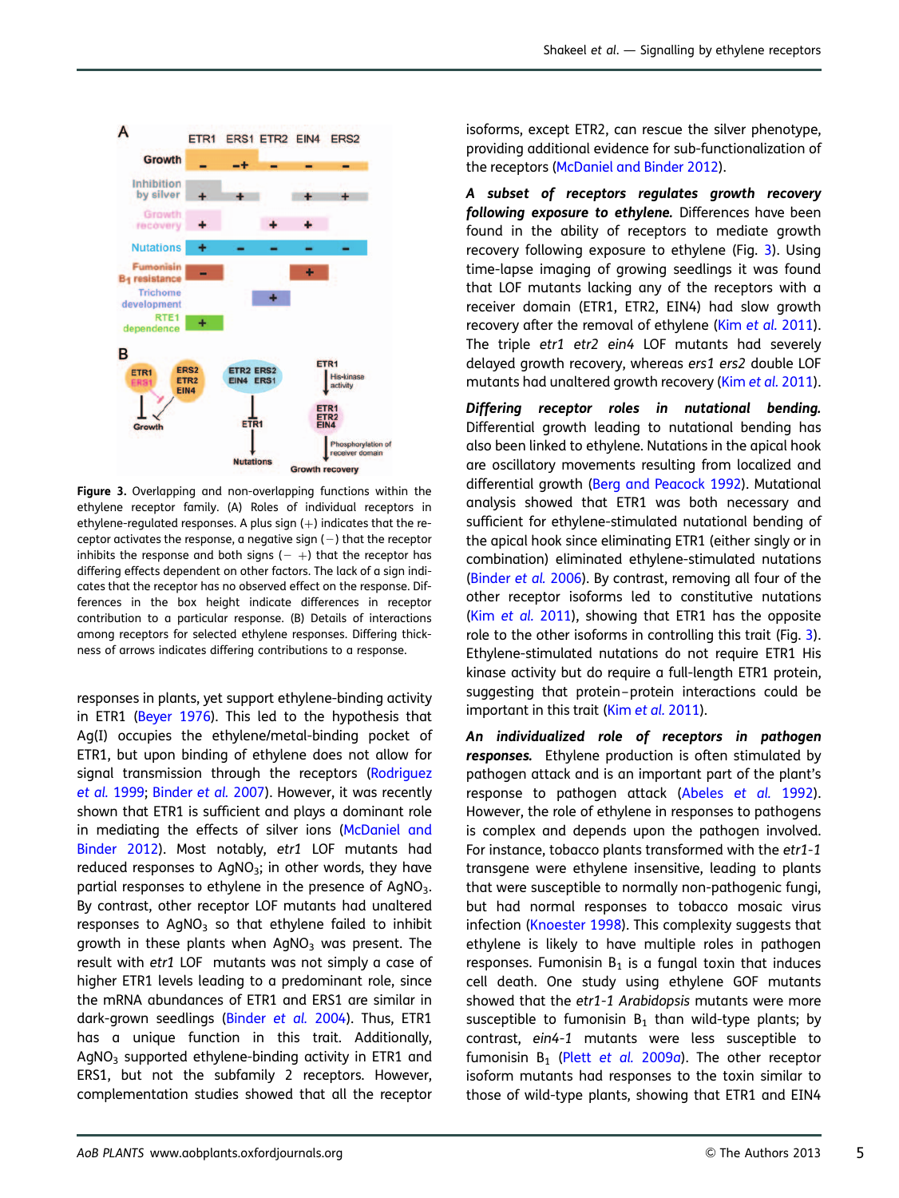Figure 3. Overlapping and non-overlapping functions within the ethylene receptor family. (A) Roles of individual receptors in ethylene-regulated responses. A plus sign (+) indicates that the receptor activates the response, a negative sign (−) that the receptor inhibits the response and both signs (− +) that the receptor has differing effects dependent on other factors. The lack of a sign indicates that the receptor has no observed effect on the response. Differences in the box height indicate differences in receptor contribution to a particular response. (B) Details of interactions among receptors for selected ethylene responses. Differing thickness of arrows indicates differing contributions to a response.

responses in plants, yet support ethylene-binding activity in ETR1 (Beyer 1976). This led to the hypothesis that Ag(I) occupies the ethylene/metal-binding pocket of ETR1, but upon binding of ethylene does not allow for signal transmission through the receptors (Rodriguez *et al.* 1999; Binder *et al.* 2007). However, it was recently shown that ETR1 is sufficient and plays a dominant role in mediating the effects of silver ions (McDaniel and Binder 2012). Most notably, *etr1* LOF mutants had reduced responses to $AgNO_3$; in other words, they have partial responses to ethylene in the presence of $AgNO_3$. By contrast, other receptor LOF mutants had unaltered responses to $AgNO_3$ so that ethylene failed to inhibit growth in these plants when $AgNO_3$ was present. The result with *etr1* LOF mutants was not simply a case of higher ETR1 levels leading to a predominant role, since the mRNA abundances of ETR1 and ERS1 are similar in dark-grown seedlings (Binder *et al.* 2004). Thus, ETR1 has a unique function in this trait. Additionally, $AgNO_3$ supported ethylene-binding activity in ETR1 and ERS1, but not the subfamily 2 receptors. However, complementation studies showed that all the receptor isoforms, except ETR2, can rescue the silver phenotype, providing additional evidence for sub-functionalization of the receptors (McDaniel and Binder 2012).

***A subset of receptors regulates growth recovery following exposure to ethylene.*** Differences have been found in the ability of receptors to mediate growth recovery following exposure to ethylene (Fig. 3). Using time-lapse imaging of growing seedlings it was found that LOF mutants lacking any of the receptors with a receiver domain (ETR1, ETR2, EIN4) had slow growth recovery after the removal of ethylene (Kim *et al.* 2011). The triple *etr1 etr2 ein4* LOF mutants had severely delayed growth recovery, whereas *ers1 ers2* double LOF mutants had unaltered growth recovery (Kim *et al.* 2011).

***Differing receptor roles in nutational bending.*** Differential growth leading to nutational bending has also been linked to ethylene. Nutations in the apical hook are oscillatory movements resulting from localized and differential growth (Berg and Peacock 1992). Mutational analysis showed that ETR1 was both necessary and sufficient for ethylene-stimulated nutational bending of the apical hook since eliminating ETR1 (either singly or in combination) eliminated ethylene-stimulated nutations (Binder *et al.* 2006). By contrast, removing all four of the other receptor isoforms led to constitutive nutations (Kim *et al.* 2011), showing that ETR1 has the opposite role to the other isoforms in controlling this trait (Fig. 3). Ethylene-stimulated nutations do not require ETR1 His kinase activity but do require a full-length ETR1 protein, suggesting that protein–protein interactions could be important in this trait (Kim *et al.* 2011).

***An individualized role of receptors in pathogen responses.*** Ethylene production is often stimulated by pathogen attack and is an important part of the plant's response to pathogen attack (Abeles *et al.* 1992). However, the role of ethylene in responses to pathogens is complex and depends upon the pathogen involved. For instance, tobacco plants transformed with the *etr1-1* transgene were ethylene insensitive, leading to plants that were susceptible to normally non-pathogenic fungi, but had normal responses to tobacco mosaic virus infection (Knoester 1998). This complexity suggests that ethylene is likely to have multiple roles in pathogen responses. Fumonisin $B_1$ is a fungal toxin that induces cell death. One study using ethylene GOF mutants showed that the *etr1-1 Arabidopsis* mutants were more susceptible to fumonisin $B_1$ than wild-type plants; by contrast, *ein4-1* mutants were less susceptible to fumonisin $B_1$ (Plett *et al.* 2009*a*). The other receptor isoform mutants had responses to the toxin similar to those of wild-type plants, showing that ETR1 and EIN4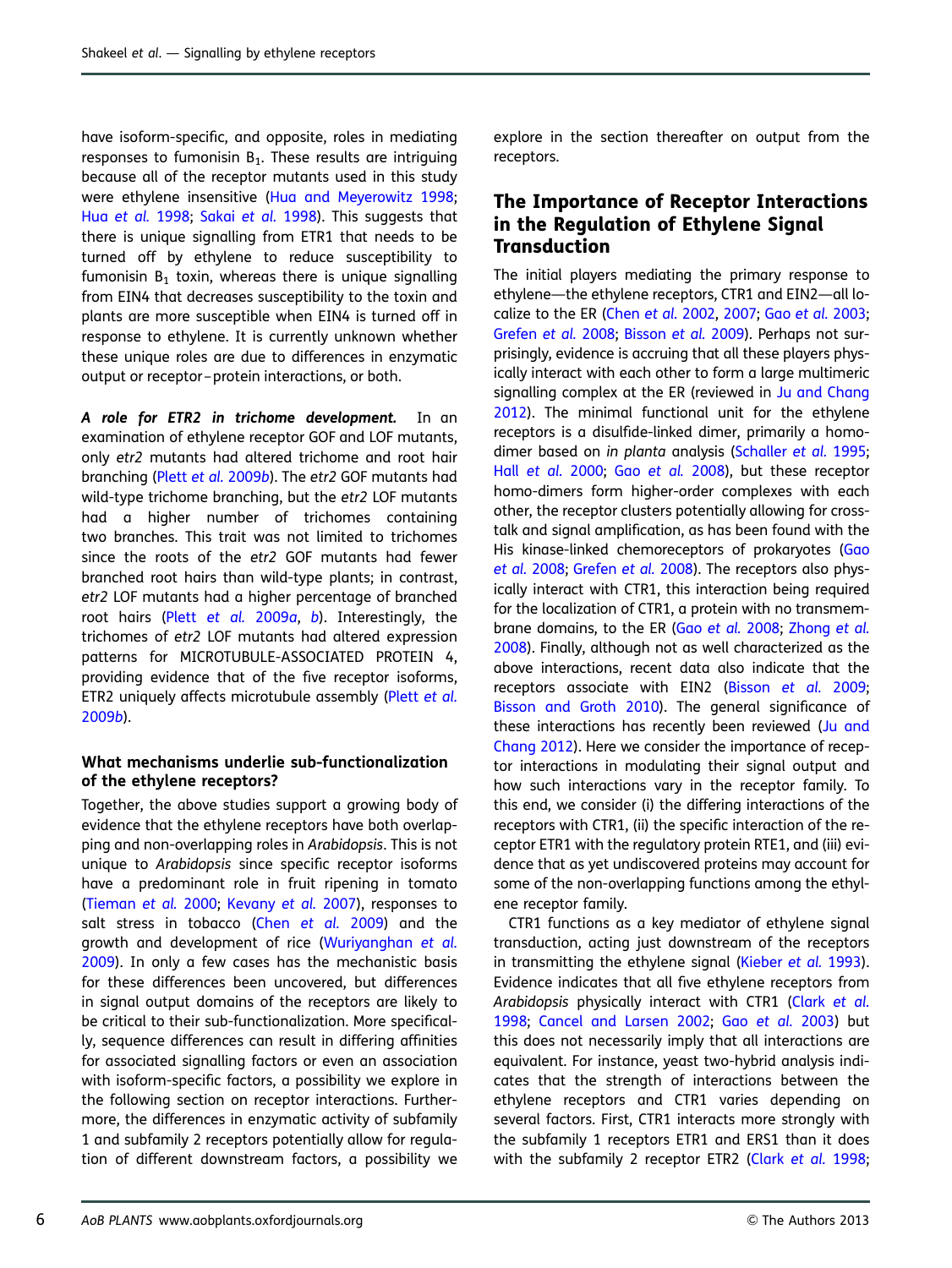have isoform-specific, and opposite, roles in mediating responses to fumonisin $B_1$. These results are intriguing because all of the receptor mutants used in this study were ethylene insensitive (Hua and Meyerowitz 1998; Hua *et al.* 1998; Sakai *et al.* 1998). This suggests that there is unique signalling from ETR1 that needs to be turned off by ethylene to reduce susceptibility to fumonisin $B_1$ toxin, whereas there is unique signalling from EIN4 that decreases susceptibility to the toxin and plants are more susceptible when EIN4 is turned off in response to ethylene. It is currently unknown whether these unique roles are due to differences in enzymatic output or receptor–protein interactions, or both.

***A role for ETR2 in trichome development.*** In an examination of ethylene receptor GOF and LOF mutants, only *etr2* mutants had altered trichome and root hair branching (Plett *et al.* 2009*b*). The *etr2* GOF mutants had wild-type trichome branching, but the *etr2* LOF mutants had a higher number of trichomes containing two branches. This trait was not limited to trichomes since the roots of the *etr2* GOF mutants had fewer branched root hairs than wild-type plants; in contrast, *etr2* LOF mutants had a higher percentage of branched root hairs (Plett *et al.* 2009*a*, *b*). Interestingly, the trichomes of *etr2* LOF mutants had altered expression patterns for MICROTUBULE-ASSOCIATED PROTEIN 4, providing evidence that of the five receptor isoforms, ETR2 uniquely affects microtubule assembly (Plett *et al.* 2009*b*).

### What mechanisms underlie sub-functionalization of the ethylene receptors?

Together, the above studies support a growing body of evidence that the ethylene receptors have both overlapping and non-overlapping roles in *Arabidopsis*. This is not unique to *Arabidopsis* since specific receptor isoforms have a predominant role in fruit ripening in tomato (Tieman *et al.* 2000; Kevany *et al.* 2007), responses to salt stress in tobacco (Chen *et al.* 2009) and the growth and development of rice (Wuriyanghan *et al.* 2009). In only a few cases has the mechanistic basis for these differences been uncovered, but differences in signal output domains of the receptors are likely to be critical to their sub-functionalization. More specifically, sequence differences can result in differing affinities for associated signalling factors or even an association with isoform-specific factors, a possibility we explore in the following section on receptor interactions. Furthermore, the differences in enzymatic activity of subfamily 1 and subfamily 2 receptors potentially allow for regulation of different downstream factors, a possibility we explore in the section thereafter on output from the receptors.

## The Importance of Receptor Interactions in the Regulation of Ethylene Signal Transduction

The initial players mediating the primary response to ethylene—the ethylene receptors, CTR1 and EIN2—all localize to the ER (Chen *et al.* 2002, 2007; Gao *et al.* 2003; Grefen *et al.* 2008; Bisson *et al.* 2009). Perhaps not surprisingly, evidence is accruing that all these players physically interact with each other to form a large multimeric signalling complex at the ER (reviewed in Ju and Chang 2012). The minimal functional unit for the ethylene receptors is a disulfide-linked dimer, primarily a homodimer based on *in planta* analysis (Schaller *et al.* 1995; Hall *et al.* 2000; Gao *et al.* 2008), but these receptor homo-dimers form higher-order complexes with each other, the receptor clusters potentially allowing for cross-talk and signal amplification, as has been found with the His kinase-linked chemoreceptors of prokaryotes (Gao *et al.* 2008; Grefen *et al.* 2008). The receptors also physically interact with CTR1, this interaction being required for the localization of CTR1, a protein with no transmembrane domains, to the ER (Gao *et al.* 2008; Zhong *et al.* 2008). Finally, although not as well characterized as the above interactions, recent data also indicate that the receptors associate with EIN2 (Bisson *et al.* 2009; Bisson and Groth 2010). The general significance of these interactions has recently been reviewed (Ju and Chang 2012). Here we consider the importance of receptor interactions in modulating their signal output and how such interactions vary in the receptor family. To this end, we consider (i) the differing interactions of the receptors with CTR1, (ii) the specific interaction of the receptor ETR1 with the regulatory protein RTE1, and (iii) evidence that as yet undiscovered proteins may account for some of the non-overlapping functions among the ethylene receptor family.

CTR1 functions as a key mediator of ethylene signal transduction, acting just downstream of the receptors in transmitting the ethylene signal (Kieber *et al.* 1993). Evidence indicates that all five ethylene receptors from *Arabidopsis* physically interact with CTR1 (Clark *et al.* 1998; Cancel and Larsen 2002; Gao *et al.* 2003) but this does not necessarily imply that all interactions are equivalent. For instance, yeast two-hybrid analysis indicates that the strength of interactions between the ethylene receptors and CTR1 varies depending on several factors. First, CTR1 interacts more strongly with the subfamily 1 receptors ETR1 and ERS1 than it does with the subfamily 2 receptor ETR2 (Clark *et al.* 1998;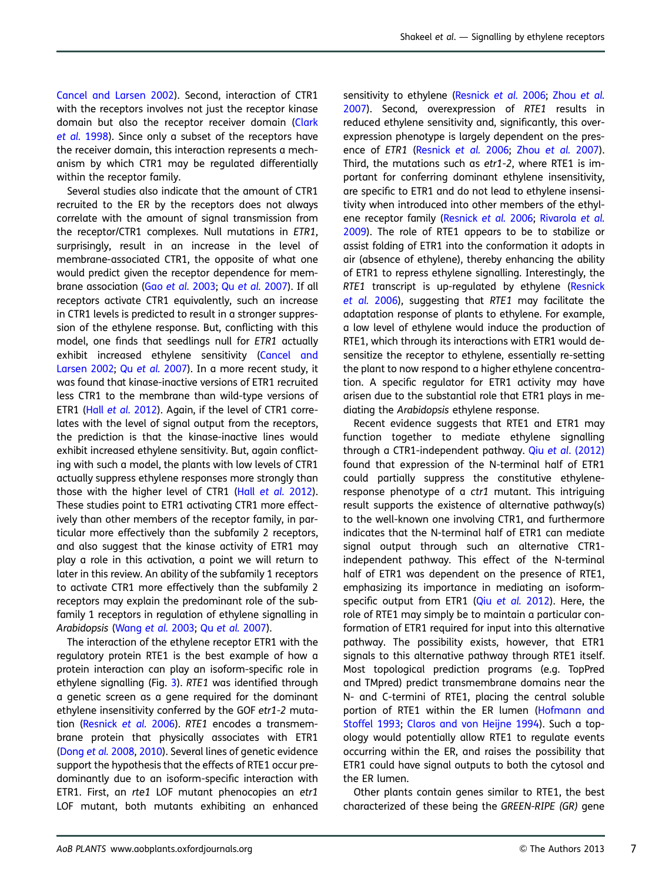Cancel and Larsen 2002). Second, interaction of CTR1 with the receptors involves not just the receptor kinase domain but also the receptor receiver domain (Clark *et al.* 1998). Since only a subset of the receptors have the receiver domain, this interaction represents a mechanism by which CTR1 may be regulated differentially within the receptor family.

Several studies also indicate that the amount of CTR1 recruited to the ER by the receptors does not always correlate with the amount of signal transmission from the receptor/CTR1 complexes. Null mutations in *ETR1*, surprisingly, result in an increase in the level of membrane-associated CTR1, the opposite of what one would predict given the receptor dependence for membrane association (Gao *et al.* 2003; Qu *et al.* 2007). If all receptors activate CTR1 equivalently, such an increase in CTR1 levels is predicted to result in a stronger suppression of the ethylene response. But, conflicting with this model, one finds that seedlings null for *ETR1* actually exhibit increased ethylene sensitivity (Cancel and Larsen 2002; Qu *et al.* 2007). In a more recent study, it was found that kinase-inactive versions of ETR1 recruited less CTR1 to the membrane than wild-type versions of ETR1 (Hall *et al.* 2012). Again, if the level of CTR1 correlates with the level of signal output from the receptors, the prediction is that the kinase-inactive lines would exhibit increased ethylene sensitivity. But, again conflicting with such a model, the plants with low levels of CTR1 actually suppress ethylene responses more strongly than those with the higher level of CTR1 (Hall *et al.* 2012). These studies point to ETR1 activating CTR1 more effectively than other members of the receptor family, in particular more effectively than the subfamily 2 receptors, and also suggest that the kinase activity of ETR1 may play a role in this activation, a point we will return to later in this review. An ability of the subfamily 1 receptors to activate CTR1 more effectively than the subfamily 2 receptors may explain the predominant role of the subfamily 1 receptors in regulation of ethylene signalling in *Arabidopsis* (Wang *et al.* 2003; Qu *et al.* 2007).

The interaction of the ethylene receptor ETR1 with the regulatory protein RTE1 is the best example of how a protein interaction can play an isoform-specific role in ethylene signalling (Fig. 3). *RTE1* was identified through a genetic screen as a gene required for the dominant ethylene insensitivity conferred by the GOF *etr1-2* mutation (Resnick *et al.* 2006). *RTE1* encodes a transmembrane protein that physically associates with ETR1 (Dong *et al.* 2008, 2010). Several lines of genetic evidence support the hypothesis that the effects of RTE1 occur predominantly due to an isoform-specific interaction with ETR1. First, an *rte1* LOF mutant phenocopies an *etr1* LOF mutant, both mutants exhibiting an enhanced sensitivity to ethylene (Resnick *et al.* 2006; Zhou *et al.* 2007). Second, overexpression of *RTE1* results in reduced ethylene sensitivity and, significantly, this overexpression phenotype is largely dependent on the presence of *ETR1* (Resnick *et al.* 2006; Zhou *et al.* 2007). Third, the mutations such as *etr1-2*, where RTE1 is important for conferring dominant ethylene insensitivity, are specific to ETR1 and do not lead to ethylene insensitivity when introduced into other members of the ethylene receptor family (Resnick *et al.* 2006; Rivarola *et al.* 2009). The role of RTE1 appears to be to stabilize or assist folding of ETR1 into the conformation it adopts in air (absence of ethylene), thereby enhancing the ability of ETR1 to repress ethylene signalling. Interestingly, the *RTE1* transcript is up-regulated by ethylene (Resnick *et al.* 2006), suggesting that *RTE1* may facilitate the adaptation response of plants to ethylene. For example, a low level of ethylene would induce the production of RTE1, which through its interactions with ETR1 would desensitize the receptor to ethylene, essentially re-setting the plant to now respond to a higher ethylene concentration. A specific regulator for ETR1 activity may have arisen due to the substantial role that ETR1 plays in mediating the *Arabidopsis* ethylene response.

Recent evidence suggests that RTE1 and ETR1 may function together to mediate ethylene signalling through a CTR1-independent pathway. Qiu *et al.* (2012) found that expression of the N-terminal half of ETR1 could partially suppress the constitutive ethylene-response phenotype of a *ctr1* mutant. This intriguing result supports the existence of alternative pathway(s) to the well-known one involving CTR1, and furthermore indicates that the N-terminal half of ETR1 can mediate signal output through such an alternative CTR1-independent pathway. This effect of the N-terminal half of ETR1 was dependent on the presence of RTE1, emphasizing its importance in mediating an isoform-specific output from ETR1 (Qiu *et al.* 2012). Here, the role of RTE1 may simply be to maintain a particular conformation of ETR1 required for input into this alternative pathway. The possibility exists, however, that ETR1 signals to this alternative pathway through RTE1 itself. Most topological prediction programs (e.g. TopPred and TMpred) predict transmembrane domains near the N- and C-termini of RTE1, placing the central soluble portion of RTE1 within the ER lumen (Hofmann and Stoffel 1993; Claros and von Heijne 1994). Such a topology would potentially allow RTE1 to regulate events occurring within the ER, and raises the possibility that ETR1 could have signal outputs to both the cytosol and the ER lumen.

Other plants contain genes similar to RTE1, the best characterized of these being the *GREEN-RIPE (GR)* gene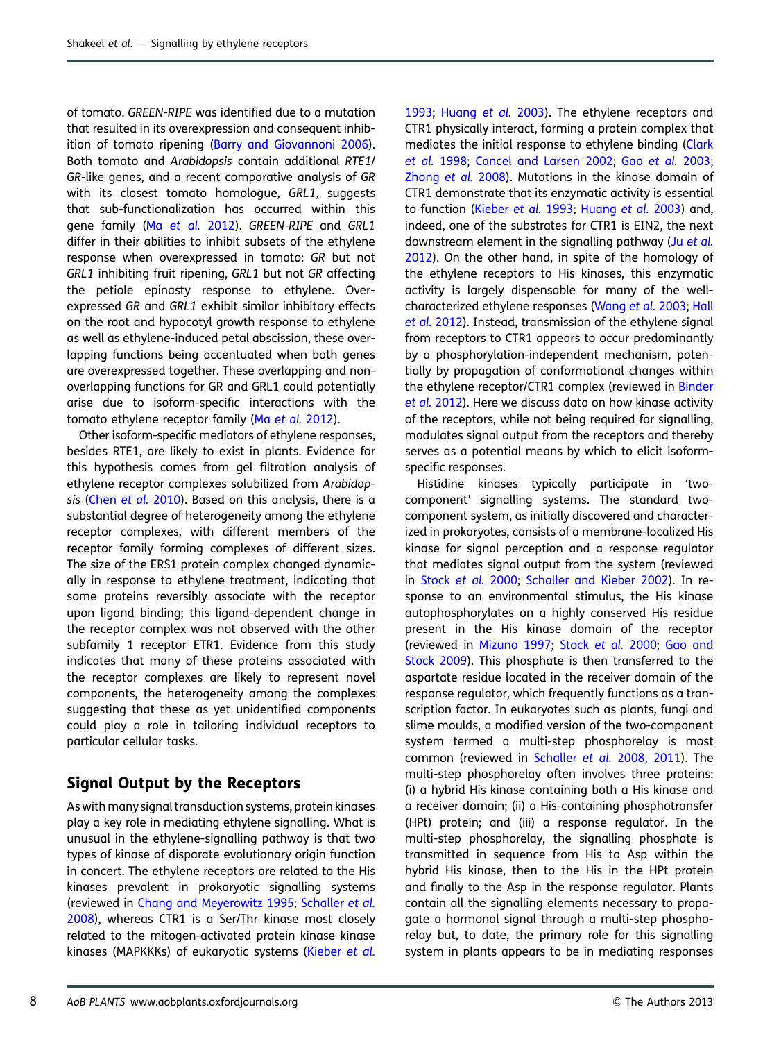of tomato. *GREEN-RIPE* was identified due to a mutation that resulted in its overexpression and consequent inhibition of tomato ripening (Barry and Giovannoni 2006). Both tomato and *Arabidopsis* contain additional *RTE1*/*GR*-like genes, and a recent comparative analysis of *GR* with its closest tomato homologue, *GRL1*, suggests that sub-functionalization has occurred within this gene family (Ma *et al.* 2012). *GREEN-RIPE* and *GRL1* differ in their abilities to inhibit subsets of the ethylene response when overexpressed in tomato: *GR* but not *GRL1* inhibiting fruit ripening, *GRL1* but not *GR* affecting the petiole epinasty response to ethylene. Overexpressed *GR* and *GRL1* exhibit similar inhibitory effects on the root and hypocotyl growth response to ethylene as well as ethylene-induced petal abscission, these overlapping functions being accentuated when both genes are overexpressed together. These overlapping and non-overlapping functions for GR and GRL1 could potentially arise due to isoform-specific interactions with the tomato ethylene receptor family (Ma *et al.* 2012).

Other isoform-specific mediators of ethylene responses, besides RTE1, are likely to exist in plants. Evidence for this hypothesis comes from gel filtration analysis of ethylene receptor complexes solubilized from *Arabidopsis* (Chen *et al.* 2010). Based on this analysis, there is a substantial degree of heterogeneity among the ethylene receptor complexes, with different members of the receptor family forming complexes of different sizes. The size of the ERS1 protein complex changed dynamically in response to ethylene treatment, indicating that some proteins reversibly associate with the receptor upon ligand binding; this ligand-dependent change in the receptor complex was not observed with the other subfamily 1 receptor ETR1. Evidence from this study indicates that many of these proteins associated with the receptor complexes are likely to represent novel components, the heterogeneity among the complexes suggesting that these as yet unidentified components could play a role in tailoring individual receptors to particular cellular tasks.

## Signal Output by the Receptors

As with many signal transduction systems, protein kinases play a key role in mediating ethylene signalling. What is unusual in the ethylene-signalling pathway is that two types of kinase of disparate evolutionary origin function in concert. The ethylene receptors are related to the His kinases prevalent in prokaryotic signalling systems (reviewed in Chang and Meyerowitz 1995; Schaller *et al.* 2008), whereas CTR1 is a Ser/Thr kinase most closely related to the mitogen-activated protein kinase kinase kinases (MAPKKKs) of eukaryotic systems (Kieber *et al.* 1993; Huang *et al.* 2003). The ethylene receptors and CTR1 physically interact, forming a protein complex that mediates the initial response to ethylene binding (Clark *et al.* 1998; Cancel and Larsen 2002; Gao *et al.* 2003; Zhong *et al.* 2008). Mutations in the kinase domain of CTR1 demonstrate that its enzymatic activity is essential to function (Kieber *et al.* 1993; Huang *et al.* 2003) and, indeed, one of the substrates for CTR1 is EIN2, the next downstream element in the signalling pathway (Ju *et al.* 2012). On the other hand, in spite of the homology of the ethylene receptors to His kinases, this enzymatic activity is largely dispensable for many of the well-characterized ethylene responses (Wang *et al.* 2003; Hall *et al.* 2012). Instead, transmission of the ethylene signal from receptors to CTR1 appears to occur predominantly by a phosphorylation-independent mechanism, potentially by propagation of conformational changes within the ethylene receptor/CTR1 complex (reviewed in Binder *et al.* 2012). Here we discuss data on how kinase activity of the receptors, while not being required for signalling, modulates signal output from the receptors and thereby serves as a potential means by which to elicit isoform-specific responses.

Histidine kinases typically participate in 'two-component' signalling systems. The standard two-component system, as initially discovered and characterized in prokaryotes, consists of a membrane-localized His kinase for signal perception and a response regulator that mediates signal output from the system (reviewed in Stock *et al.* 2000; Schaller and Kieber 2002). In response to an environmental stimulus, the His kinase autophosphorylates on a highly conserved His residue present in the His kinase domain of the receptor (reviewed in Mizuno 1997; Stock *et al.* 2000; Gao and Stock 2009). This phosphate is then transferred to the aspartate residue located in the receiver domain of the response regulator, which frequently functions as a transcription factor. In eukaryotes such as plants, fungi and slime moulds, a modified version of the two-component system termed a multi-step phosphorelay is most common (reviewed in Schaller *et al.* 2008, 2011). The multi-step phosphorelay often involves three proteins: (i) a hybrid His kinase containing both a His kinase and a receiver domain; (ii) a His-containing phosphotransfer (HPt) protein; and (iii) a response regulator. In the multi-step phosphorelay, the signalling phosphate is transmitted in sequence from His to Asp within the hybrid His kinase, then to the His in the HPt protein and finally to the Asp in the response regulator. Plants contain all the signalling elements necessary to propagate a hormonal signal through a multi-step phosphorelay but, to date, the primary role for this signalling system in plants appears to be in mediating responses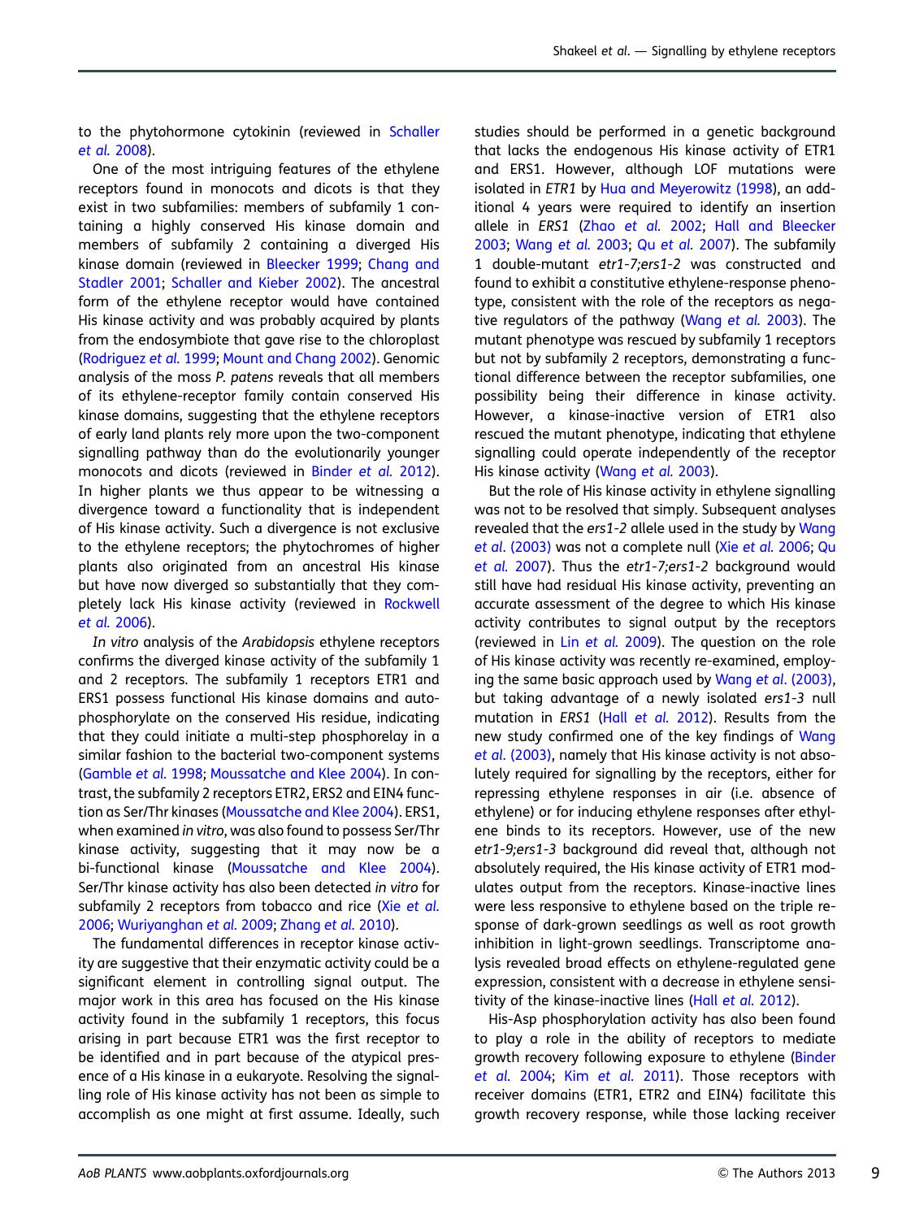to the phytohormone cytokinin (reviewed in Schaller *et al.* 2008).

One of the most intriguing features of the ethylene receptors found in monocots and dicots is that they exist in two subfamilies: members of subfamily 1 containing a highly conserved His kinase domain and members of subfamily 2 containing a diverged His kinase domain (reviewed in Bleecker 1999; Chang and Stadler 2001; Schaller and Kieber 2002). The ancestral form of the ethylene receptor would have contained His kinase activity and was probably acquired by plants from the endosymbiote that gave rise to the chloroplast (Rodriguez *et al.* 1999; Mount and Chang 2002). Genomic analysis of the moss *P. patens* reveals that all members of its ethylene-receptor family contain conserved His kinase domains, suggesting that the ethylene receptors of early land plants rely more upon the two-component signalling pathway than do the evolutionarily younger monocots and dicots (reviewed in Binder *et al.* 2012). In higher plants we thus appear to be witnessing a divergence toward a functionality that is independent of His kinase activity. Such a divergence is not exclusive to the ethylene receptors; the phytochromes of higher plants also originated from an ancestral His kinase but have now diverged so substantially that they completely lack His kinase activity (reviewed in Rockwell *et al.* 2006).

*In vitro* analysis of the *Arabidopsis* ethylene receptors confirms the diverged kinase activity of the subfamily 1 and 2 receptors. The subfamily 1 receptors ETR1 and ERS1 possess functional His kinase domains and autophosphorylate on the conserved His residue, indicating that they could initiate a multi-step phosphorelay in a similar fashion to the bacterial two-component systems (Gamble *et al.* 1998; Moussatche and Klee 2004). In contrast, the subfamily 2 receptors ETR2, ERS2 and EIN4 function as Ser/Thr kinases (Moussatche and Klee 2004). ERS1, when examined *in vitro*, was also found to possess Ser/Thr kinase activity, suggesting that it may now be a bi-functional kinase (Moussatche and Klee 2004). Ser/Thr kinase activity has also been detected *in vitro* for subfamily 2 receptors from tobacco and rice (Xie *et al.* 2006; Wuriyanghan *et al.* 2009; Zhang *et al.* 2010).

The fundamental differences in receptor kinase activity are suggestive that their enzymatic activity could be a significant element in controlling signal output. The major work in this area has focused on the His kinase activity found in the subfamily 1 receptors, this focus arising in part because ETR1 was the first receptor to be identified and in part because of the atypical presence of a His kinase in a eukaryote. Resolving the signalling role of His kinase activity has not been as simple to accomplish as one might at first assume. Ideally, such studies should be performed in a genetic background that lacks the endogenous His kinase activity of ETR1 and ERS1. However, although LOF mutations were isolated in *ETR1* by Hua and Meyerowitz (1998), an additional 4 years were required to identify an insertion allele in *ERS1* (Zhao *et al.* 2002; Hall and Bleecker 2003; Wang *et al.* 2003; Qu *et al.* 2007). The subfamily 1 double-mutant *etr1-7;ers1-2* was constructed and found to exhibit a constitutive ethylene-response phenotype, consistent with the role of the receptors as negative regulators of the pathway (Wang *et al.* 2003). The mutant phenotype was rescued by subfamily 1 receptors but not by subfamily 2 receptors, demonstrating a functional difference between the receptor subfamilies, one possibility being their difference in kinase activity. However, a kinase-inactive version of ETR1 also rescued the mutant phenotype, indicating that ethylene signalling could operate independently of the receptor His kinase activity (Wang *et al.* 2003).

But the role of His kinase activity in ethylene signalling was not to be resolved that simply. Subsequent analyses revealed that the *ers1-2* allele used in the study by Wang *et al.* (2003) was not a complete null (Xie *et al.* 2006; Qu *et al.* 2007). Thus the *etr1-7;ers1-2* background would still have had residual His kinase activity, preventing an accurate assessment of the degree to which His kinase activity contributes to signal output by the receptors (reviewed in Lin *et al.* 2009). The question on the role of His kinase activity was recently re-examined, employing the same basic approach used by Wang *et al.* (2003), but taking advantage of a newly isolated *ers1-3* null mutation in *ERS1* (Hall *et al.* 2012). Results from the new study confirmed one of the key findings of Wang *et al.* (2003), namely that His kinase activity is not absolutely required for signalling by the receptors, either for repressing ethylene responses in air (i.e. absence of ethylene) or for inducing ethylene responses after ethylene binds to its receptors. However, use of the new *etr1-9;ers1-3* background did reveal that, although not absolutely required, the His kinase activity of ETR1 modulates output from the receptors. Kinase-inactive lines were less responsive to ethylene based on the triple response of dark-grown seedlings as well as root growth inhibition in light-grown seedlings. Transcriptome analysis revealed broad effects on ethylene-regulated gene expression, consistent with a decrease in ethylene sensitivity of the kinase-inactive lines (Hall *et al.* 2012).

His-Asp phosphorylation activity has also been found to play a role in the ability of receptors to mediate growth recovery following exposure to ethylene (Binder *et al.* 2004; Kim *et al.* 2011). Those receptors with receiver domains (ETR1, ETR2 and EIN4) facilitate this growth recovery response, while those lacking receiver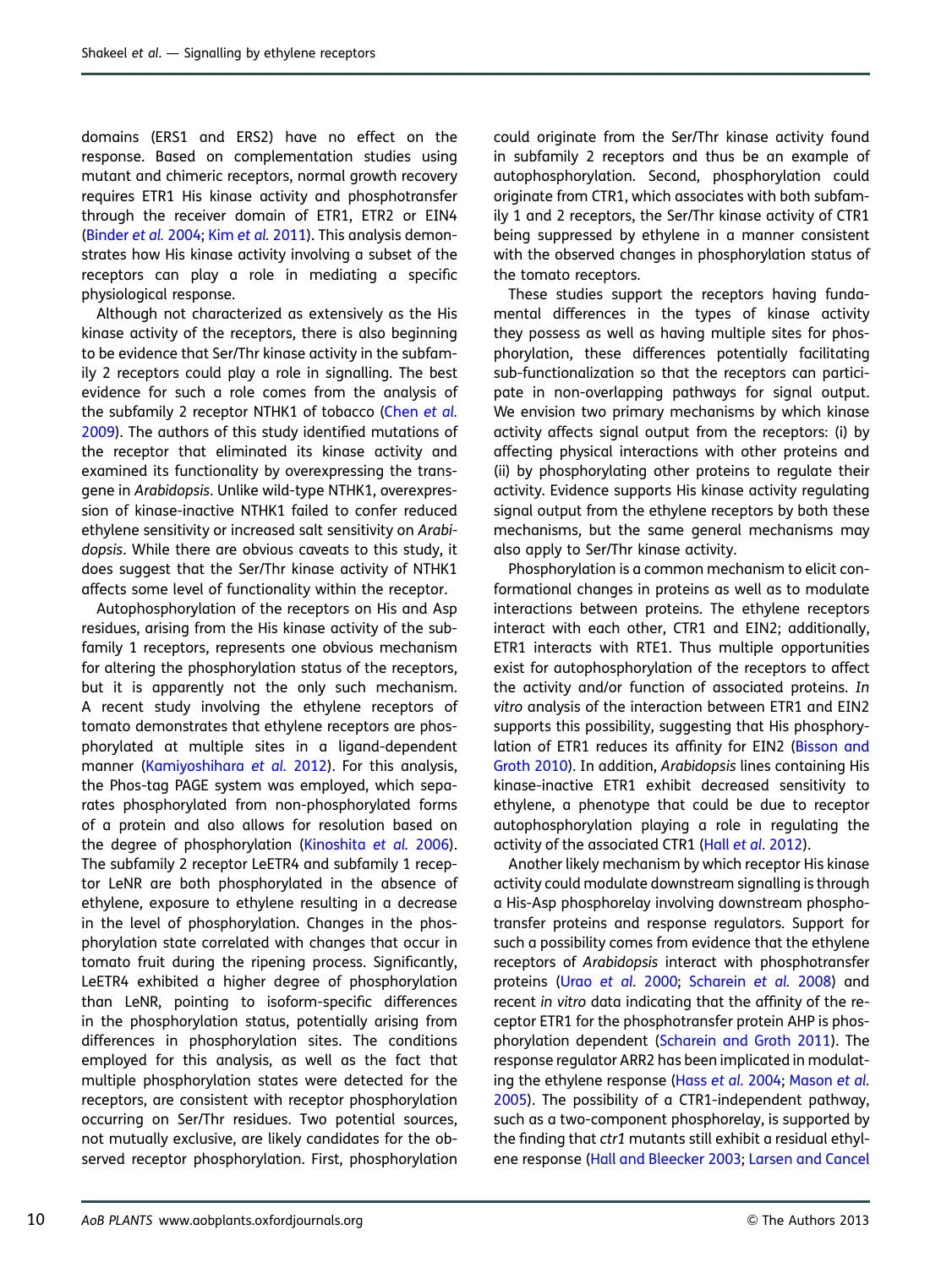domains (ERS1 and ERS2) have no effect on the response. Based on complementation studies using mutant and chimeric receptors, normal growth recovery requires ETR1 His kinase activity and phosphotransfer through the receiver domain of ETR1, ETR2 or EIN4 (Binder *et al.* 2004; Kim *et al.* 2011). This analysis demonstrates how His kinase activity involving a subset of the receptors can play a role in mediating a specific physiological response.

Although not characterized as extensively as the His kinase activity of the receptors, there is also beginning to be evidence that Ser/Thr kinase activity in the subfamily 2 receptors could play a role in signalling. The best evidence for such a role comes from the analysis of the subfamily 2 receptor NTHK1 of tobacco (Chen *et al.* 2009). The authors of this study identified mutations of the receptor that eliminated its kinase activity and examined its functionality by overexpressing the transgene in *Arabidopsis*. Unlike wild-type NTHK1, overexpression of kinase-inactive NTHK1 failed to confer reduced ethylene sensitivity or increased salt sensitivity on *Arabidopsis*. While there are obvious caveats to this study, it does suggest that the Ser/Thr kinase activity of NTHK1 affects some level of functionality within the receptor.

Autophosphorylation of the receptors on His and Asp residues, arising from the His kinase activity of the subfamily 1 receptors, represents one obvious mechanism for altering the phosphorylation status of the receptors, but it is apparently not the only such mechanism. A recent study involving the ethylene receptors of tomato demonstrates that ethylene receptors are phosphorylated at multiple sites in a ligand-dependent manner (Kamiyoshihara *et al.* 2012). For this analysis, the Phos-tag PAGE system was employed, which separates phosphorylated from non-phosphorylated forms of a protein and also allows for resolution based on the degree of phosphorylation (Kinoshita *et al.* 2006). The subfamily 2 receptor LeETR4 and subfamily 1 receptor LeNR are both phosphorylated in the absence of ethylene, exposure to ethylene resulting in a decrease in the level of phosphorylation. Changes in the phosphorylation state correlated with changes that occur in tomato fruit during the ripening process. Significantly, LeETR4 exhibited a higher degree of phosphorylation than LeNR, pointing to isoform-specific differences in the phosphorylation status, potentially arising from differences in phosphorylation sites. The conditions employed for this analysis, as well as the fact that multiple phosphorylation states were detected for the receptors, are consistent with receptor phosphorylation occurring on Ser/Thr residues. Two potential sources, not mutually exclusive, are likely candidates for the observed receptor phosphorylation. First, phosphorylation could originate from the Ser/Thr kinase activity found in subfamily 2 receptors and thus be an example of autophosphorylation. Second, phosphorylation could originate from CTR1, which associates with both subfamily 1 and 2 receptors, the Ser/Thr kinase activity of CTR1 being suppressed by ethylene in a manner consistent with the observed changes in phosphorylation status of the tomato receptors.

These studies support the receptors having fundamental differences in the types of kinase activity they possess as well as having multiple sites for phosphorylation, these differences potentially facilitating sub-functionalization so that the receptors can participate in non-overlapping pathways for signal output. We envision two primary mechanisms by which kinase activity affects signal output from the receptors: (i) by affecting physical interactions with other proteins and (ii) by phosphorylating other proteins to regulate their activity. Evidence supports His kinase activity regulating signal output from the ethylene receptors by both these mechanisms, but the same general mechanisms may also apply to Ser/Thr kinase activity.

Phosphorylation is a common mechanism to elicit conformational changes in proteins as well as to modulate interactions between proteins. The ethylene receptors interact with each other, CTR1 and EIN2; additionally, ETR1 interacts with RTE1. Thus multiple opportunities exist for autophosphorylation of the receptors to affect the activity and/or function of associated proteins. *In vitro* analysis of the interaction between ETR1 and EIN2 supports this possibility, suggesting that His phosphorylation of ETR1 reduces its affinity for EIN2 (Bisson and Groth 2010). In addition, *Arabidopsis* lines containing His kinase-inactive ETR1 exhibit decreased sensitivity to ethylene, a phenotype that could be due to receptor autophosphorylation playing a role in regulating the activity of the associated CTR1 (Hall *et al.* 2012).

Another likely mechanism by which receptor His kinase activity could modulate downstream signalling is through a His-Asp phosphorelay involving downstream phosphotransfer proteins and response regulators. Support for such a possibility comes from evidence that the ethylene receptors of *Arabidopsis* interact with phosphotransfer proteins (Urao *et al.* 2000; Scharein *et al.* 2008) and recent *in vitro* data indicating that the affinity of the receptor ETR1 for the phosphotransfer protein AHP is phosphorylation dependent (Scharein and Groth 2011). The response regulator ARR2 has been implicated in modulating the ethylene response (Hass *et al.* 2004; Mason *et al.* 2005). The possibility of a CTR1-independent pathway, such as a two-component phosphorelay, is supported by the finding that *ctr1* mutants still exhibit a residual ethylene response (Hall and Bleecker 2003; Larsen and Cancel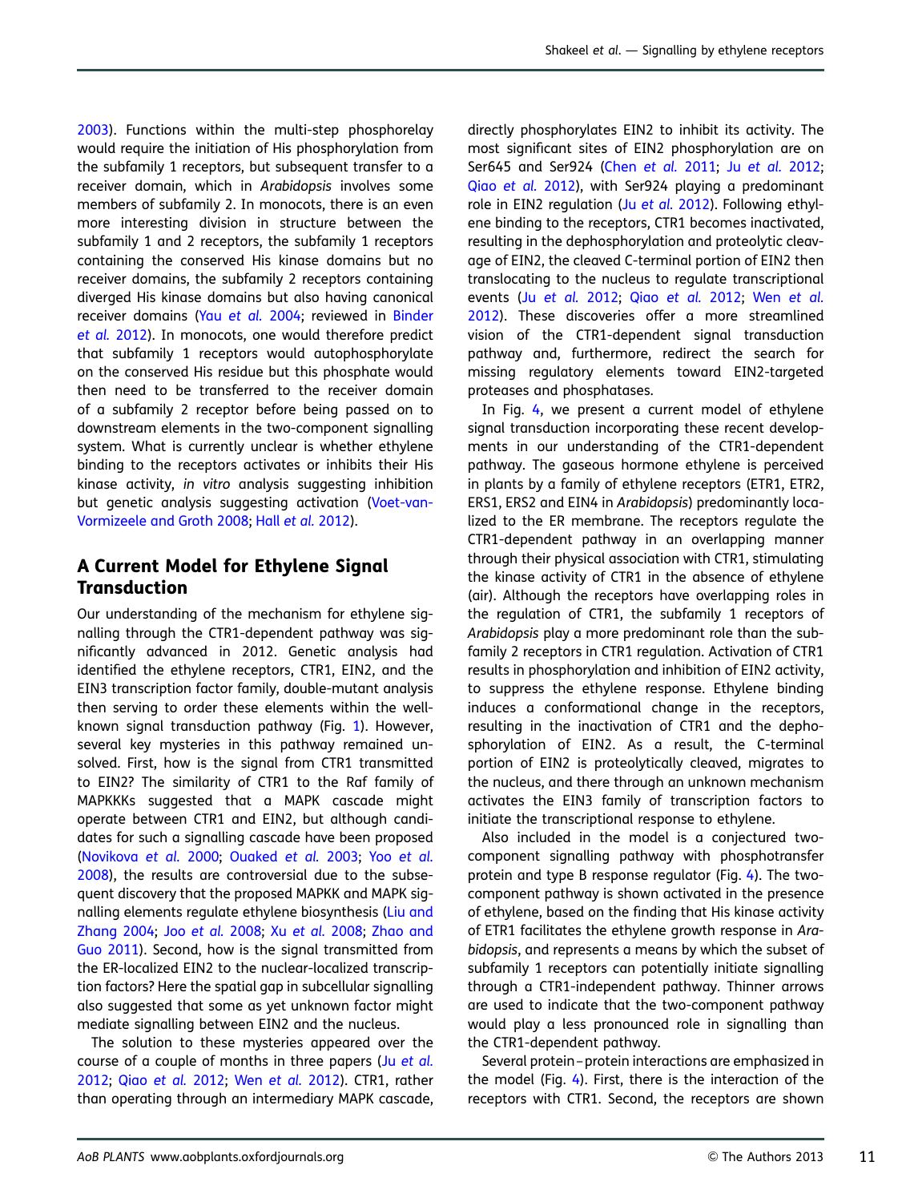2003). Functions within the multi-step phosphorelay would require the initiation of His phosphorylation from the subfamily 1 receptors, but subsequent transfer to a receiver domain, which in *Arabidopsis* involves some members of subfamily 2. In monocots, there is an even more interesting division in structure between the subfamily 1 and 2 receptors, the subfamily 1 receptors containing the conserved His kinase domains but no receiver domains, the subfamily 2 receptors containing diverged His kinase domains but also having canonical receiver domains (Yau *et al.* 2004; reviewed in Binder *et al.* 2012). In monocots, one would therefore predict that subfamily 1 receptors would autophosphorylate on the conserved His residue but this phosphate would then need to be transferred to the receiver domain of a subfamily 2 receptor before being passed on to downstream elements in the two-component signalling system. What is currently unclear is whether ethylene binding to the receptors activates or inhibits their His kinase activity, *in vitro* analysis suggesting inhibition but genetic analysis suggesting activation (Voet-van-Vormizeele and Groth 2008; Hall *et al.* 2012).

## A Current Model for Ethylene Signal Transduction

Our understanding of the mechanism for ethylene signalling through the CTR1-dependent pathway was significantly advanced in 2012. Genetic analysis had identified the ethylene receptors, CTR1, EIN2, and the EIN3 transcription factor family, double-mutant analysis then serving to order these elements within the well-known signal transduction pathway (Fig. 1). However, several key mysteries in this pathway remained unsolved. First, how is the signal from CTR1 transmitted to EIN2? The similarity of CTR1 to the Raf family of MAPKKKs suggested that a MAPK cascade might operate between CTR1 and EIN2, but although candidates for such a signalling cascade have been proposed (Novikova *et al.* 2000; Ouaked *et al.* 2003; Yoo *et al.* 2008), the results are controversial due to the subsequent discovery that the proposed MAPKK and MAPK signalling elements regulate ethylene biosynthesis (Liu and Zhang 2004; Joo *et al.* 2008; Xu *et al.* 2008; Zhao and Guo 2011). Second, how is the signal transmitted from the ER-localized EIN2 to the nuclear-localized transcription factors? Here the spatial gap in subcellular signalling also suggested that some as yet unknown factor might mediate signalling between EIN2 and the nucleus.

The solution to these mysteries appeared over the course of a couple of months in three papers (Ju *et al.* 2012; Qiao *et al.* 2012; Wen *et al.* 2012). CTR1, rather than operating through an intermediary MAPK cascade, directly phosphorylates EIN2 to inhibit its activity. The most significant sites of EIN2 phosphorylation are on Ser645 and Ser924 (Chen *et al.* 2011; Ju *et al.* 2012; Qiao *et al.* 2012), with Ser924 playing a predominant role in EIN2 regulation (Ju *et al.* 2012). Following ethylene binding to the receptors, CTR1 becomes inactivated, resulting in the dephosphorylation and proteolytic cleavage of EIN2, the cleaved C-terminal portion of EIN2 then translocating to the nucleus to regulate transcriptional events (Ju *et al.* 2012; Qiao *et al.* 2012; Wen *et al.* 2012). These discoveries offer a more streamlined vision of the CTR1-dependent signal transduction pathway and, furthermore, redirect the search for missing regulatory elements toward EIN2-targeted proteases and phosphatases.

In Fig. 4, we present a current model of ethylene signal transduction incorporating these recent developments in our understanding of the CTR1-dependent pathway. The gaseous hormone ethylene is perceived in plants by a family of ethylene receptors (ETR1, ETR2, ERS1, ERS2 and EIN4 in *Arabidopsis*) predominantly localized to the ER membrane. The receptors regulate the CTR1-dependent pathway in an overlapping manner through their physical association with CTR1, stimulating the kinase activity of CTR1 in the absence of ethylene (air). Although the receptors have overlapping roles in the regulation of CTR1, the subfamily 1 receptors of *Arabidopsis* play a more predominant role than the subfamily 2 receptors in CTR1 regulation. Activation of CTR1 results in phosphorylation and inhibition of EIN2 activity, to suppress the ethylene response. Ethylene binding induces a conformational change in the receptors, resulting in the inactivation of CTR1 and the dephosphorylation of EIN2. As a result, the C-terminal portion of EIN2 is proteolytically cleaved, migrates to the nucleus, and there through an unknown mechanism activates the EIN3 family of transcription factors to initiate the transcriptional response to ethylene.

Also included in the model is a conjectured two-component signalling pathway with phosphotransfer protein and type B response regulator (Fig. 4). The two-component pathway is shown activated in the presence of ethylene, based on the finding that His kinase activity of ETR1 facilitates the ethylene growth response in *Arabidopsis*, and represents a means by which the subset of subfamily 1 receptors can potentially initiate signalling through a CTR1-independent pathway. Thinner arrows are used to indicate that the two-component pathway would play a less pronounced role in signalling than the CTR1-dependent pathway.

Several protein–protein interactions are emphasized in the model (Fig. 4). First, there is the interaction of the receptors with CTR1. Second, the receptors are shown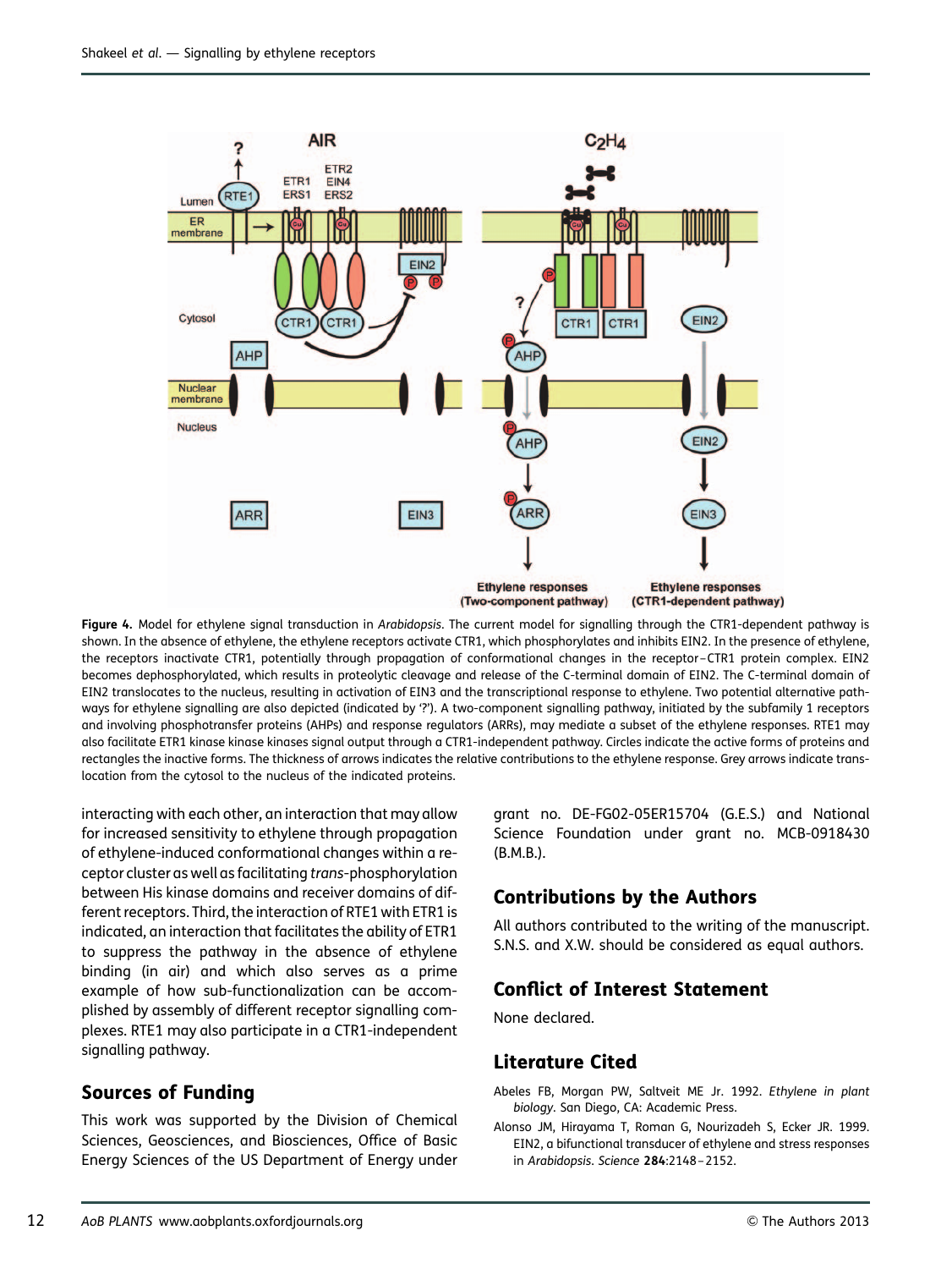**Figure 4.** Model for ethylene signal transduction in *Arabidopsis*. The current model for signalling through the CTR1-dependent pathway is shown. In the absence of ethylene, the ethylene receptors activate CTR1, which phosphorylates and inhibits EIN2. In the presence of ethylene, the receptors inactivate CTR1, potentially through propagation of conformational changes in the receptor–CTR1 protein complex. EIN2 becomes dephosphorylated, which results in proteolytic cleavage and release of the C-terminal domain of EIN2. The C-terminal domain of EIN2 translocates to the nucleus, resulting in activation of EIN3 and the transcriptional response to ethylene. Two potential alternative pathways for ethylene signalling are also depicted (indicated by '?'). A two-component signalling pathway, initiated by the subfamily 1 receptors and involving phosphotransfer proteins (AHPs) and response regulators (ARRs), may mediate a subset of the ethylene responses. RTE1 may also facilitate ETR1 kinase kinase kinases signal output through a CTR1-independent pathway. Circles indicate the active forms of proteins and rectangles the inactive forms. The thickness of arrows indicates the relative contributions to the ethylene response. Grey arrows indicate translocation from the cytosol to the nucleus of the indicated proteins.

interacting with each other, an interaction that may allow for increased sensitivity to ethylene through propagation of ethylene-induced conformational changes within a receptor cluster as well as facilitating *trans*-phosphorylation between His kinase domains and receiver domains of different receptors. Third, the interaction of RTE1 with ETR1 is indicated, an interaction that facilitates the ability of ETR1 to suppress the pathway in the absence of ethylene binding (in air) and which also serves as a prime example of how sub-functionalization can be accomplished by assembly of different receptor signalling complexes. RTE1 may also participate in a CTR1-independent signalling pathway.

## Sources of Funding

This work was supported by the Division of Chemical Sciences, Geosciences, and Biosciences, Office of Basic Energy Sciences of the US Department of Energy under grant no. DE-FG02-05ER15704 (G.E.S.) and National Science Foundation under grant no. MCB-0918430 (B.M.B.).

## Contributions by the Authors

All authors contributed to the writing of the manuscript. S.N.S. and X.W. should be considered as equal authors.

## Conflict of Interest Statement

None declared.

## Literature Cited

Abeles FB, Morgan PW, Saltveit ME Jr. 1992. *Ethylene in plant biology*. San Diego, CA: Academic Press.

Alonso JM, Hirayama T, Roman G, Nourizadeh S, Ecker JR. 1999. EIN2, a bifunctional transducer of ethylene and stress responses in *Arabidopsis*. *Science* **284**:2148–2152.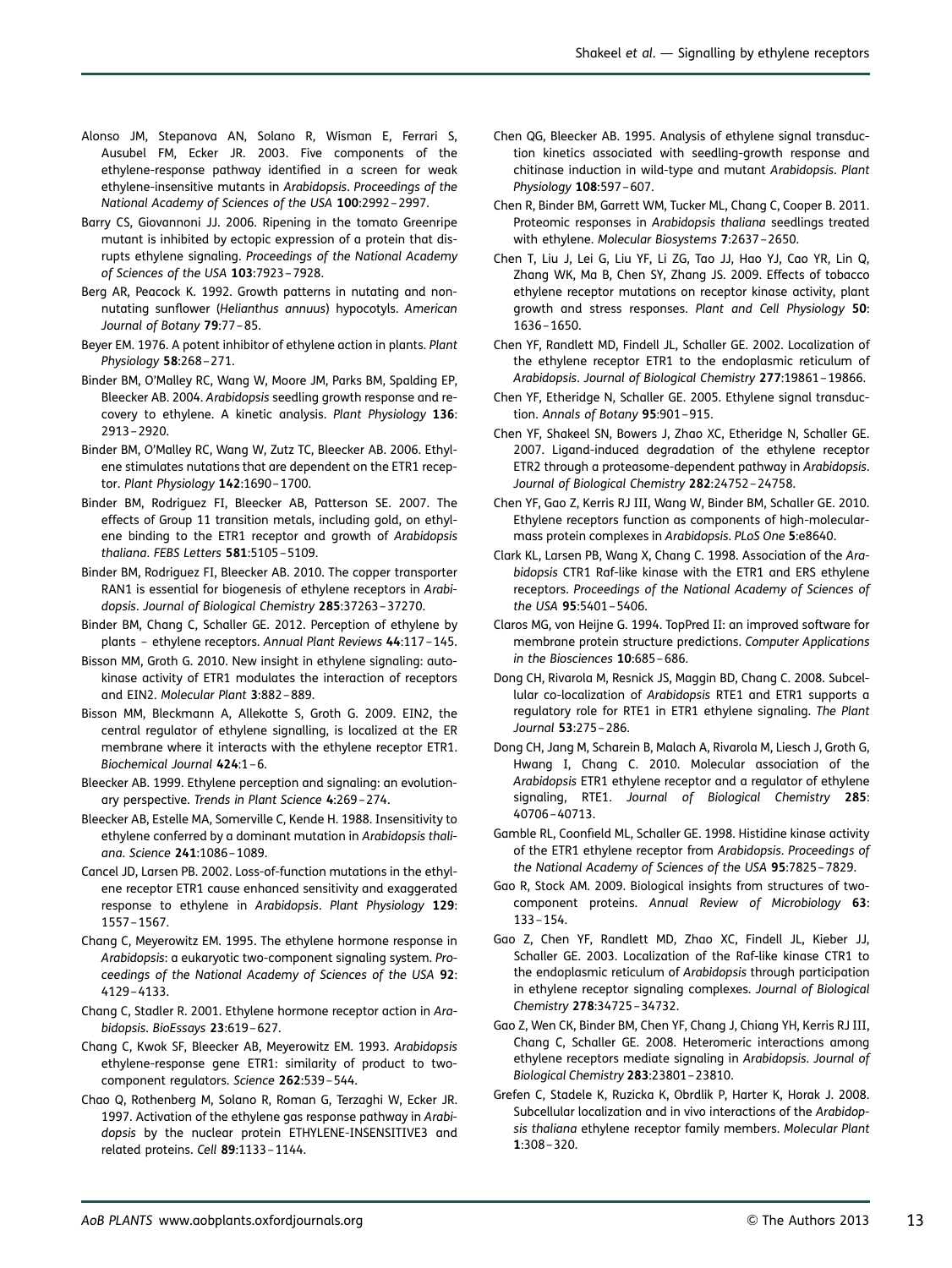Alonso JM, Stepanova AN, Solano R, Wisman E, Ferrari S, Ausubel FM, Ecker JR. 2003. Five components of the ethylene-response pathway identified in a screen for weak ethylene-insensitive mutants in *Arabidopsis*. *Proceedings of the National Academy of Sciences of the USA* **100**:2992–2997.

Barry CS, Giovannoni JJ. 2006. Ripening in the tomato Greenripe mutant is inhibited by ectopic expression of a protein that disrupts ethylene signaling. *Proceedings of the National Academy of Sciences of the USA* **103**:7923–7928.

Berg AR, Peacock K. 1992. Growth patterns in nutating and non-nutating sunflower (*Helianthus annuus*) hypocotyls. *American Journal of Botany* **79**:77–85.

Beyer EM. 1976. A potent inhibitor of ethylene action in plants. *Plant Physiology* **58**:268–271.

Binder BM, O'Malley RC, Wang W, Moore JM, Parks BM, Spalding EP, Bleecker AB. 2004. *Arabidopsis* seedling growth response and recovery to ethylene. A kinetic analysis. *Plant Physiology* **136**: 2913–2920.

Binder BM, O'Malley RC, Wang W, Zutz TC, Bleecker AB. 2006. Ethylene stimulates nutations that are dependent on the ETR1 receptor. *Plant Physiology* **142**:1690–1700.

Binder BM, Rodriguez FI, Bleecker AB, Patterson SE. 2007. The effects of Group 11 transition metals, including gold, on ethylene binding to the ETR1 receptor and growth of *Arabidopsis thaliana*. *FEBS Letters* **581**:5105–5109.

Binder BM, Rodriguez FI, Bleecker AB. 2010. The copper transporter RAN1 is essential for biogenesis of ethylene receptors in *Arabidopsis*. *Journal of Biological Chemistry* **285**:37263–37270.

Binder BM, Chang C, Schaller GE. 2012. Perception of ethylene by plants – ethylene receptors. *Annual Plant Reviews* **44**:117–145.

Bisson MM, Groth G. 2010. New insight in ethylene signaling: autokinase activity of ETR1 modulates the interaction of receptors and EIN2. *Molecular Plant* **3**:882–889.

Bisson MM, Bleckmann A, Allekotte S, Groth G. 2009. EIN2, the central regulator of ethylene signalling, is localized at the ER membrane where it interacts with the ethylene receptor ETR1. *Biochemical Journal* **424**:1–6.

Bleecker AB. 1999. Ethylene perception and signaling: an evolutionary perspective. *Trends in Plant Science* **4**:269–274.

Bleecker AB, Estelle MA, Somerville C, Kende H. 1988. Insensitivity to ethylene conferred by a dominant mutation in *Arabidopsis thaliana*. *Science* **241**:1086–1089.

Cancel JD, Larsen PB. 2002. Loss-of-function mutations in the ethylene receptor ETR1 cause enhanced sensitivity and exaggerated response to ethylene in *Arabidopsis*. *Plant Physiology* **129**: 1557–1567.

Chang C, Meyerowitz EM. 1995. The ethylene hormone response in *Arabidopsis*: a eukaryotic two-component signaling system. *Proceedings of the National Academy of Sciences of the USA* **92**: 4129–4133.

Chang C, Stadler R. 2001. Ethylene hormone receptor action in *Arabidopsis*. *BioEssays* **23**:619–627.

Chang C, Kwok SF, Bleecker AB, Meyerowitz EM. 1993. *Arabidopsis* ethylene-response gene ETR1: similarity of product to two-component regulators. *Science* **262**:539–544.

Chao Q, Rothenberg M, Solano R, Roman G, Terzaghi W, Ecker JR. 1997. Activation of the ethylene gas response pathway in *Arabidopsis* by the nuclear protein ETHYLENE-INSENSITIVE3 and related proteins. *Cell* **89**:1133–1144.

Chen QG, Bleecker AB. 1995. Analysis of ethylene signal transduction kinetics associated with seedling-growth response and chitinase induction in wild-type and mutant *Arabidopsis*. *Plant Physiology* **108**:597–607.

Chen R, Binder BM, Garrett WM, Tucker ML, Chang C, Cooper B. 2011. Proteomic responses in *Arabidopsis thaliana* seedlings treated with ethylene. *Molecular Biosystems* **7**:2637–2650.

Chen T, Liu J, Lei G, Liu YF, Li ZG, Tao JJ, Hao YJ, Cao YR, Lin Q, Zhang WK, Ma B, Chen SY, Zhang JS. 2009. Effects of tobacco ethylene receptor mutations on receptor kinase activity, plant growth and stress responses. *Plant and Cell Physiology* **50**: 1636–1650.

Chen YF, Randlett MD, Findell JL, Schaller GE. 2002. Localization of the ethylene receptor ETR1 to the endoplasmic reticulum of *Arabidopsis*. *Journal of Biological Chemistry* **277**:19861–19866.

Chen YF, Etheridge N, Schaller GE. 2005. Ethylene signal transduction. *Annals of Botany* **95**:901–915.

Chen YF, Shakeel SN, Bowers J, Zhao XC, Etheridge N, Schaller GE. 2007. Ligand-induced degradation of the ethylene receptor ETR2 through a proteasome-dependent pathway in *Arabidopsis*. *Journal of Biological Chemistry* **282**:24752–24758.

Chen YF, Gao Z, Kerris RJ III, Wang W, Binder BM, Schaller GE. 2010. Ethylene receptors function as components of high-molecular-mass protein complexes in *Arabidopsis*. *PLoS One* **5**:e8640.

Clark KL, Larsen PB, Wang X, Chang C. 1998. Association of the *Arabidopsis* CTR1 Raf-like kinase with the ETR1 and ERS ethylene receptors. *Proceedings of the National Academy of Sciences of the USA* **95**:5401–5406.

Claros MG, von Heijne G. 1994. TopPred II: an improved software for membrane protein structure predictions. *Computer Applications in the Biosciences* **10**:685–686.

Dong CH, Rivarola M, Resnick JS, Maggin BD, Chang C. 2008. Subcellular co-localization of *Arabidopsis* RTE1 and ETR1 supports a regulatory role for RTE1 in ETR1 ethylene signaling. *The Plant Journal* **53**:275–286.

Dong CH, Jang M, Scharein B, Malach A, Rivarola M, Liesch J, Groth G, Hwang I, Chang C. 2010. Molecular association of the *Arabidopsis* ETR1 ethylene receptor and a regulator of ethylene signaling, RTE1. *Journal of Biological Chemistry* **285**: 40706–40713.

Gamble RL, Coonfield ML, Schaller GE. 1998. Histidine kinase activity of the ETR1 ethylene receptor from *Arabidopsis*. *Proceedings of the National Academy of Sciences of the USA* **95**:7825–7829.

Gao R, Stock AM. 2009. Biological insights from structures of two-component proteins. *Annual Review of Microbiology* **63**: 133–154.

Gao Z, Chen YF, Randlett MD, Zhao XC, Findell JL, Kieber JJ, Schaller GE. 2003. Localization of the Raf-like kinase CTR1 to the endoplasmic reticulum of *Arabidopsis* through participation in ethylene receptor signaling complexes. *Journal of Biological Chemistry* **278**:34725–34732.

Gao Z, Wen CK, Binder BM, Chen YF, Chang J, Chiang YH, Kerris RJ III, Chang C, Schaller GE. 2008. Heteromeric interactions among ethylene receptors mediate signaling in *Arabidopsis*. *Journal of Biological Chemistry* **283**:23801–23810.

Grefen C, Stadele K, Ruzicka K, Obrdlik P, Harter K, Horak J. 2008. Subcellular localization and in vivo interactions of the *Arabidopsis thaliana* ethylene receptor family members. *Molecular Plant* **1**:308–320.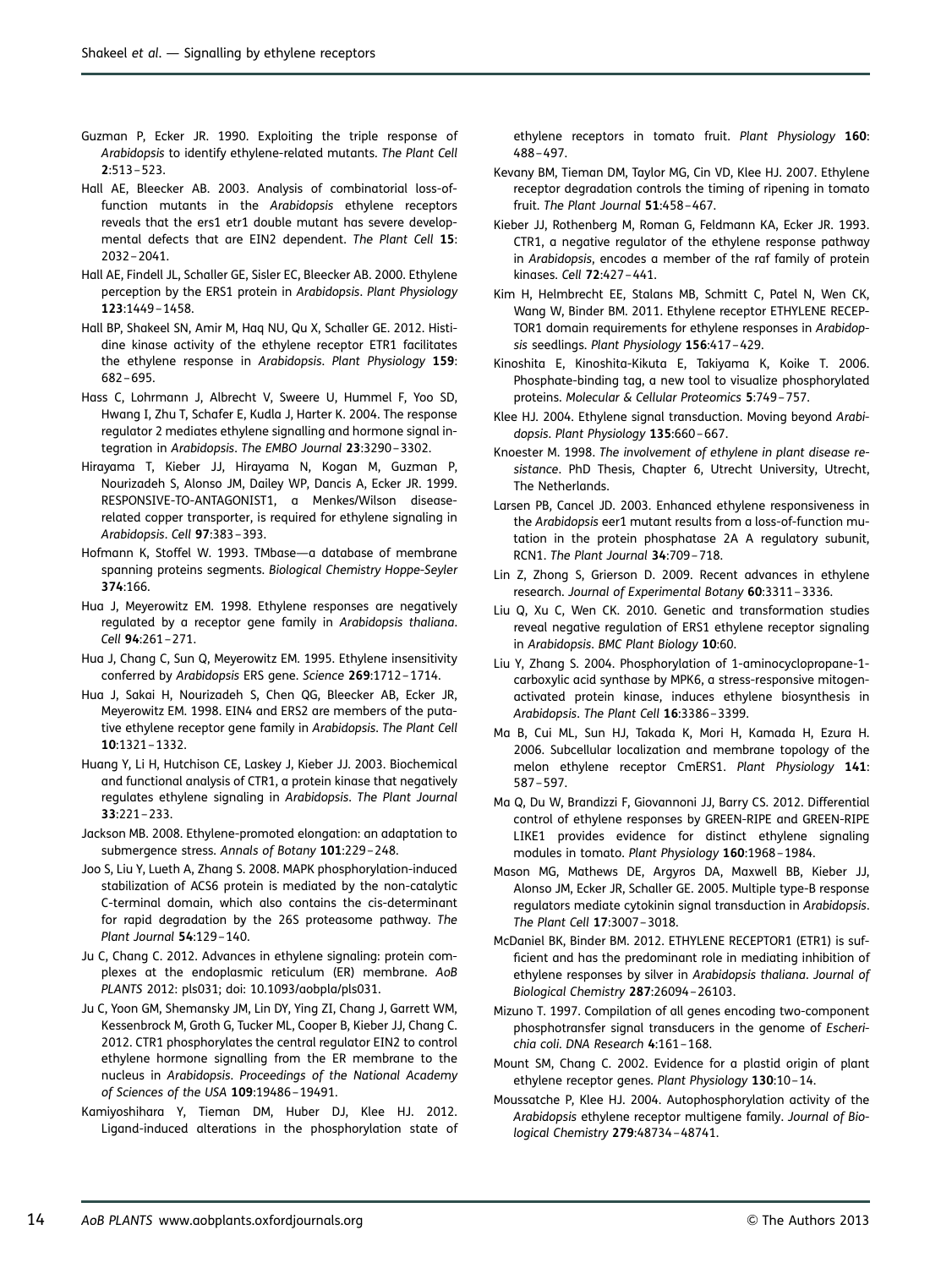Guzman P, Ecker JR. 1990. Exploiting the triple response of *Arabidopsis* to identify ethylene-related mutants. *The Plant Cell* **2**:513–523.

Hall AE, Bleecker AB. 2003. Analysis of combinatorial loss-of-function mutants in the *Arabidopsis* ethylene receptors reveals that the ers1 etr1 double mutant has severe developmental defects that are EIN2 dependent. *The Plant Cell* **15**: 2032–2041.

Hall AE, Findell JL, Schaller GE, Sisler EC, Bleecker AB. 2000. Ethylene perception by the ERS1 protein in *Arabidopsis*. *Plant Physiology* **123**:1449–1458.

Hall BP, Shakeel SN, Amir M, Haq NU, Qu X, Schaller GE. 2012. Histidine kinase activity of the ethylene receptor ETR1 facilitates the ethylene response in *Arabidopsis*. *Plant Physiology* **159**: 682–695.

Hass C, Lohrmann J, Albrecht V, Sweere U, Hummel F, Yoo SD, Hwang I, Zhu T, Schafer E, Kudla J, Harter K. 2004. The response regulator 2 mediates ethylene signalling and hormone signal integration in *Arabidopsis*. *The EMBO Journal* **23**:3290–3302.

Hirayama T, Kieber JJ, Hirayama N, Kogan M, Guzman P, Nourizadeh S, Alonso JM, Dailey WP, Dancis A, Ecker JR. 1999. RESPONSIVE-TO-ANTAGONIST1, a Menkes/Wilson disease-related copper transporter, is required for ethylene signaling in *Arabidopsis*. *Cell* **97**:383–393.

Hofmann K, Stoffel W. 1993. TMbase—a database of membrane spanning proteins segments. *Biological Chemistry Hoppe-Seyler* **374**:166.

Hua J, Meyerowitz EM. 1998. Ethylene responses are negatively regulated by a receptor gene family in *Arabidopsis thaliana*. *Cell* **94**:261–271.

Hua J, Chang C, Sun Q, Meyerowitz EM. 1995. Ethylene insensitivity conferred by *Arabidopsis* ERS gene. *Science* **269**:1712–1714.

Hua J, Sakai H, Nourizadeh S, Chen QG, Bleecker AB, Ecker JR, Meyerowitz EM. 1998. EIN4 and ERS2 are members of the putative ethylene receptor gene family in *Arabidopsis*. *The Plant Cell* **10**:1321–1332.

Huang Y, Li H, Hutchison CE, Laskey J, Kieber JJ. 2003. Biochemical and functional analysis of CTR1, a protein kinase that negatively regulates ethylene signaling in *Arabidopsis*. *The Plant Journal* **33**:221–233.

Jackson MB. 2008. Ethylene-promoted elongation: an adaptation to submergence stress. *Annals of Botany* **101**:229–248.

Joo S, Liu Y, Lueth A, Zhang S. 2008. MAPK phosphorylation-induced stabilization of ACS6 protein is mediated by the non-catalytic C-terminal domain, which also contains the cis-determinant for rapid degradation by the 26S proteasome pathway. *The Plant Journal* **54**:129–140.

Ju C, Chang C. 2012. Advances in ethylene signaling: protein complexes at the endoplasmic reticulum (ER) membrane. *AoB PLANTS* 2012: pls031; doi: 10.1093/aobpla/pls031.

Ju C, Yoon GM, Shemansky JM, Lin DY, Ying ZI, Chang J, Garrett WM, Kessenbrock M, Groth G, Tucker ML, Cooper B, Kieber JJ, Chang C. 2012. CTR1 phosphorylates the central regulator EIN2 to control ethylene hormone signalling from the ER membrane to the nucleus in *Arabidopsis*. *Proceedings of the National Academy of Sciences of the USA* **109**:19486–19491.

Kamiyoshihara Y, Tieman DM, Huber DJ, Klee HJ. 2012. Ligand-induced alterations in the phosphorylation state of ethylene receptors in tomato fruit. *Plant Physiology* **160**: 488–497.

Kevany BM, Tieman DM, Taylor MG, Cin VD, Klee HJ. 2007. Ethylene receptor degradation controls the timing of ripening in tomato fruit. *The Plant Journal* **51**:458–467.

Kieber JJ, Rothenberg M, Roman G, Feldmann KA, Ecker JR. 1993. CTR1, a negative regulator of the ethylene response pathway in *Arabidopsis*, encodes a member of the raf family of protein kinases. *Cell* **72**:427–441.

Kim H, Helmbrecht EE, Stalans MB, Schmitt C, Patel N, Wen CK, Wang W, Binder BM. 2011. Ethylene receptor ETHYLENE RECEPTOR1 domain requirements for ethylene responses in *Arabidopsis* seedlings. *Plant Physiology* **156**:417–429.

Kinoshita E, Kinoshita-Kikuta E, Takiyama K, Koike T. 2006. Phosphate-binding tag, a new tool to visualize phosphorylated proteins. *Molecular & Cellular Proteomics* **5**:749–757.

Klee HJ. 2004. Ethylene signal transduction. Moving beyond *Arabidopsis*. *Plant Physiology* **135**:660–667.

Knoester M. 1998. *The involvement of ethylene in plant disease resistance*. PhD Thesis, Chapter 6, Utrecht University, Utrecht, The Netherlands.

Larsen PB, Cancel JD. 2003. Enhanced ethylene responsiveness in the *Arabidopsis* eer1 mutant results from a loss-of-function mutation in the protein phosphatase 2A A regulatory subunit, RCN1. *The Plant Journal* **34**:709–718.

Lin Z, Zhong S, Grierson D. 2009. Recent advances in ethylene research. *Journal of Experimental Botany* **60**:3311–3336.

Liu Q, Xu C, Wen CK. 2010. Genetic and transformation studies reveal negative regulation of ERS1 ethylene receptor signaling in *Arabidopsis*. *BMC Plant Biology* **10**:60.

Liu Y, Zhang S. 2004. Phosphorylation of 1-aminocyclopropane-1-carboxylic acid synthase by MPK6, a stress-responsive mitogen-activated protein kinase, induces ethylene biosynthesis in *Arabidopsis*. *The Plant Cell* **16**:3386–3399.

Ma B, Cui ML, Sun HJ, Takada K, Mori H, Kamada H, Ezura H. 2006. Subcellular localization and membrane topology of the melon ethylene receptor CmERS1. *Plant Physiology* **141**: 587–597.

Ma Q, Du W, Brandizzi F, Giovannoni JJ, Barry CS. 2012. Differential control of ethylene responses by GREEN-RIPE and GREEN-RIPE LIKE1 provides evidence for distinct ethylene signaling modules in tomato. *Plant Physiology* **160**:1968–1984.

Mason MG, Mathews DE, Argyros DA, Maxwell BB, Kieber JJ, Alonso JM, Ecker JR, Schaller GE. 2005. Multiple type-B response regulators mediate cytokinin signal transduction in *Arabidopsis*. *The Plant Cell* **17**:3007–3018.

McDaniel BK, Binder BM. 2012. ETHYLENE RECEPTOR1 (ETR1) is sufficient and has the predominant role in mediating inhibition of ethylene responses by silver in *Arabidopsis thaliana*. *Journal of Biological Chemistry* **287**:26094–26103.

Mizuno T. 1997. Compilation of all genes encoding two-component phosphotransfer signal transducers in the genome of *Escherichia coli*. *DNA Research* **4**:161–168.

Mount SM, Chang C. 2002. Evidence for a plastid origin of plant ethylene receptor genes. *Plant Physiology* **130**:10–14.

Moussatche P, Klee HJ. 2004. Autophosphorylation activity of the *Arabidopsis* ethylene receptor multigene family. *Journal of Biological Chemistry* **279**:48734–48741.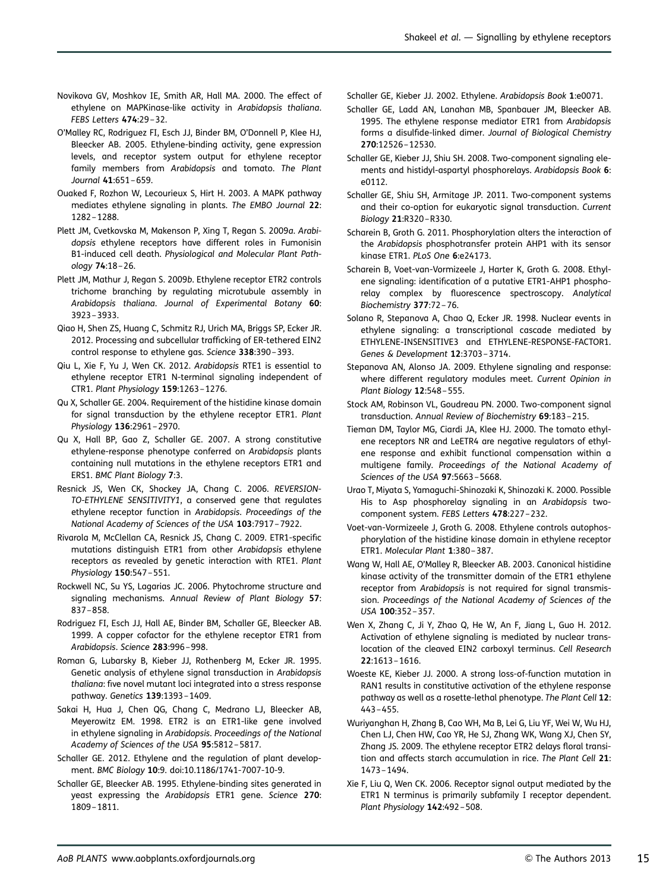Novikova GV, Moshkov IE, Smith AR, Hall MA. 2000. The effect of ethylene on MAPKinase-like activity in *Arabidopsis thaliana*. *FEBS Letters* **474**:29–32.

O'Malley RC, Rodriguez FI, Esch JJ, Binder BM, O'Donnell P, Klee HJ, Bleecker AB. 2005. Ethylene-binding activity, gene expression levels, and receptor system output for ethylene receptor family members from *Arabidopsis* and tomato. *The Plant Journal* **41**:651–659.

Ouaked F, Rozhon W, Lecourieux S, Hirt H. 2003. A MAPK pathway mediates ethylene signaling in plants. *The EMBO Journal* **22**: 1282–1288.

Plett JM, Cvetkovska M, Makenson P, Xing T, Regan S. 2009*a*. *Arabidopsis* ethylene receptors have different roles in Fumonisin B1-induced cell death. *Physiological and Molecular Plant Pathology* **74**:18–26.

Plett JM, Mathur J, Regan S. 2009*b*. Ethylene receptor ETR2 controls trichome branching by regulating microtubule assembly in *Arabidopsis thaliana*. *Journal of Experimental Botany* **60**: 3923–3933.

Qiao H, Shen ZS, Huang C, Schmitz RJ, Urich MA, Briggs SP, Ecker JR. 2012. Processing and subcellular trafficking of ER-tethered EIN2 control response to ethylene gas. *Science* **338**:390–393.

Qiu L, Xie F, Yu J, Wen CK. 2012. *Arabidopsis* RTE1 is essential to ethylene receptor ETR1 N-terminal signaling independent of CTR1. *Plant Physiology* **159**:1263–1276.

Qu X, Schaller GE. 2004. Requirement of the histidine kinase domain for signal transduction by the ethylene receptor ETR1. *Plant Physiology* **136**:2961–2970.

Qu X, Hall BP, Gao Z, Schaller GE. 2007. A strong constitutive ethylene-response phenotype conferred on *Arabidopsis* plants containing null mutations in the ethylene receptors ETR1 and ERS1. *BMC Plant Biology* **7**:3.

Resnick JS, Wen CK, Shockey JA, Chang C. 2006. *REVERSION-TO-ETHYLENE SENSITIVITY1*, a conserved gene that regulates ethylene receptor function in *Arabidopsis*. *Proceedings of the National Academy of Sciences of the USA* **103**:7917–7922.

Rivarola M, McClellan CA, Resnick JS, Chang C. 2009. ETR1-specific mutations distinguish ETR1 from other *Arabidopsis* ethylene receptors as revealed by genetic interaction with RTE1. *Plant Physiology* **150**:547–551.

Rockwell NC, Su YS, Lagarias JC. 2006. Phytochrome structure and signaling mechanisms. *Annual Review of Plant Biology* **57**: 837–858.

Rodriguez FI, Esch JJ, Hall AE, Binder BM, Schaller GE, Bleecker AB. 1999. A copper cofactor for the ethylene receptor ETR1 from *Arabidopsis*. *Science* **283**:996–998.

Roman G, Lubarsky B, Kieber JJ, Rothenberg M, Ecker JR. 1995. Genetic analysis of ethylene signal transduction in *Arabidopsis thaliana*: five novel mutant loci integrated into a stress response pathway. *Genetics* **139**:1393–1409.

Sakai H, Hua J, Chen QG, Chang C, Medrano LJ, Bleecker AB, Meyerowitz EM. 1998. ETR2 is an ETR1-like gene involved in ethylene signaling in *Arabidopsis*. *Proceedings of the National Academy of Sciences of the USA* **95**:5812–5817.

Schaller GE. 2012. Ethylene and the regulation of plant development. *BMC Biology* **10**:9. doi:10.1186/1741-7007-10-9.

Schaller GE, Bleecker AB. 1995. Ethylene-binding sites generated in yeast expressing the *Arabidopsis* ETR1 gene. *Science* **270**: 1809–1811.

Schaller GE, Kieber JJ. 2002. Ethylene. *Arabidopsis Book* **1**:e0071.

Schaller GE, Ladd AN, Lanahan MB, Spanbauer JM, Bleecker AB. 1995. The ethylene response mediator ETR1 from *Arabidopsis* forms a disulfide-linked dimer. *Journal of Biological Chemistry* **270**:12526–12530.

Schaller GE, Kieber JJ, Shiu SH. 2008. Two-component signaling elements and histidyl-aspartyl phosphorelays. *Arabidopsis Book* **6**: e0112.

Schaller GE, Shiu SH, Armitage JP. 2011. Two-component systems and their co-option for eukaryotic signal transduction. *Current Biology* **21**:R320–R330.

Scharein B, Groth G. 2011. Phosphorylation alters the interaction of the *Arabidopsis* phosphotransfer protein AHP1 with its sensor kinase ETR1. *PLoS One* **6**:e24173.

Scharein B, Voet-van-Vormizeele J, Harter K, Groth G. 2008. Ethylene signaling: identification of a putative ETR1-AHP1 phosphorelay complex by fluorescence spectroscopy. *Analytical Biochemistry* **377**:72–76.

Solano R, Stepanova A, Chao Q, Ecker JR. 1998. Nuclear events in ethylene signaling: a transcriptional cascade mediated by ETHYLENE-INSENSITIVE3 and ETHYLENE-RESPONSE-FACTOR1. *Genes & Development* **12**:3703–3714.

Stepanova AN, Alonso JA. 2009. Ethylene signaling and response: where different regulatory modules meet. *Current Opinion in Plant Biology* **12**:548–555.

Stock AM, Robinson VL, Goudreau PN. 2000. Two-component signal transduction. *Annual Review of Biochemistry* **69**:183–215.

Tieman DM, Taylor MG, Ciardi JA, Klee HJ. 2000. The tomato ethylene receptors NR and LeETR4 are negative regulators of ethylene response and exhibit functional compensation within a multigene family. *Proceedings of the National Academy of Sciences of the USA* **97**:5663–5668.

Urao T, Miyata S, Yamaguchi-Shinozaki K, Shinozaki K. 2000. Possible His to Asp phosphorelay signaling in an *Arabidopsis* two-component system. *FEBS Letters* **478**:227–232.

Voet-van-Vormizeele J, Groth G. 2008. Ethylene controls autophosphorylation of the histidine kinase domain in ethylene receptor ETR1. *Molecular Plant* **1**:380–387.

Wang W, Hall AE, O'Malley R, Bleecker AB. 2003. Canonical histidine kinase activity of the transmitter domain of the ETR1 ethylene receptor from *Arabidopsis* is not required for signal transmission. *Proceedings of the National Academy of Sciences of the USA* **100**:352–357.

Wen X, Zhang C, Ji Y, Zhao Q, He W, An F, Jiang L, Guo H. 2012. Activation of ethylene signaling is mediated by nuclear translocation of the cleaved EIN2 carboxyl terminus. *Cell Research* **22**:1613–1616.

Woeste KE, Kieber JJ. 2000. A strong loss-of-function mutation in RAN1 results in constitutive activation of the ethylene response pathway as well as a rosette-lethal phenotype. *The Plant Cell* **12**: 443–455.

Wuriyanghan H, Zhang B, Cao WH, Ma B, Lei G, Liu YF, Wei W, Wu HJ, Chen LJ, Chen HW, Cao YR, He SJ, Zhang WK, Wang XJ, Chen SY, Zhang JS. 2009. The ethylene receptor ETR2 delays floral transition and affects starch accumulation in rice. *The Plant Cell* **21**: 1473–1494.

Xie F, Liu Q, Wen CK. 2006. Receptor signal output mediated by the ETR1 N terminus is primarily subfamily I receptor dependent. *Plant Physiology* **142**:492–508.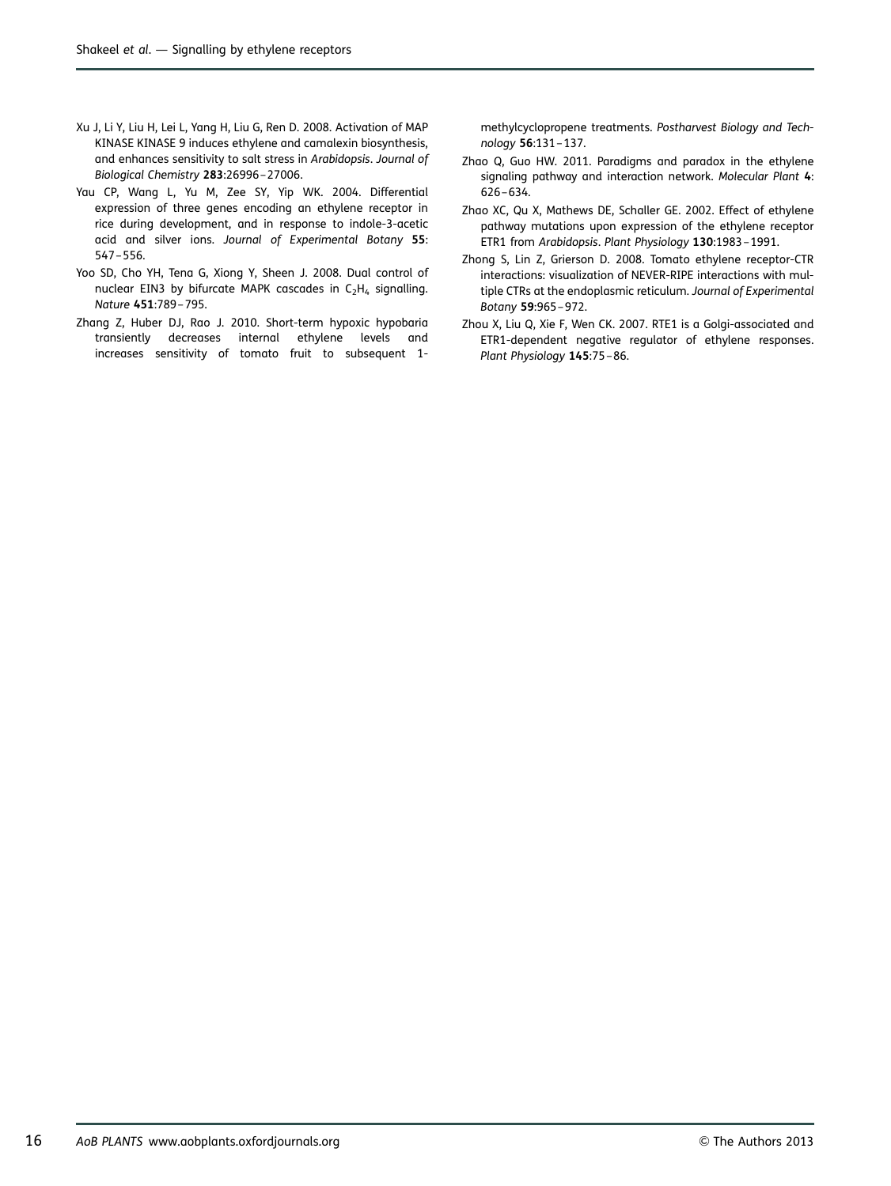Xu J, Li Y, Liu H, Lei L, Yang H, Liu G, Ren D. 2008. Activation of MAP KINASE KINASE 9 induces ethylene and camalexin biosynthesis, and enhances sensitivity to salt stress in *Arabidopsis*. *Journal of Biological Chemistry* **283**:26996–27006.

Yau CP, Wang L, Yu M, Zee SY, Yip WK. 2004. Differential expression of three genes encoding an ethylene receptor in rice during development, and in response to indole-3-acetic acid and silver ions. *Journal of Experimental Botany* **55**: 547–556.

Yoo SD, Cho YH, Tena G, Xiong Y, Sheen J. 2008. Dual control of nuclear EIN3 by bifurcate MAPK cascades in $C_2H_4$ signalling. *Nature* **451**:789–795.

Zhang Z, Huber DJ, Rao J. 2010. Short-term hypoxic hypobaria transiently decreases internal ethylene levels and increases sensitivity of tomato fruit to subsequent 1-methylcyclopropene treatments. *Postharvest Biology and Technology* **56**:131–137.

Zhao Q, Guo HW. 2011. Paradigms and paradox in the ethylene signaling pathway and interaction network. *Molecular Plant* **4**: 626–634.

Zhao XC, Qu X, Mathews DE, Schaller GE. 2002. Effect of ethylene pathway mutations upon expression of the ethylene receptor ETR1 from *Arabidopsis*. *Plant Physiology* **130**:1983–1991.

Zhong S, Lin Z, Grierson D. 2008. Tomato ethylene receptor-CTR interactions: visualization of NEVER-RIPE interactions with multiple CTRs at the endoplasmic reticulum. *Journal of Experimental Botany* **59**:965–972.

Zhou X, Liu Q, Xie F, Wen CK. 2007. RTE1 is a Golgi-associated and ETR1-dependent negative regulator of ethylene responses. *Plant Physiology* **145**:75–86.